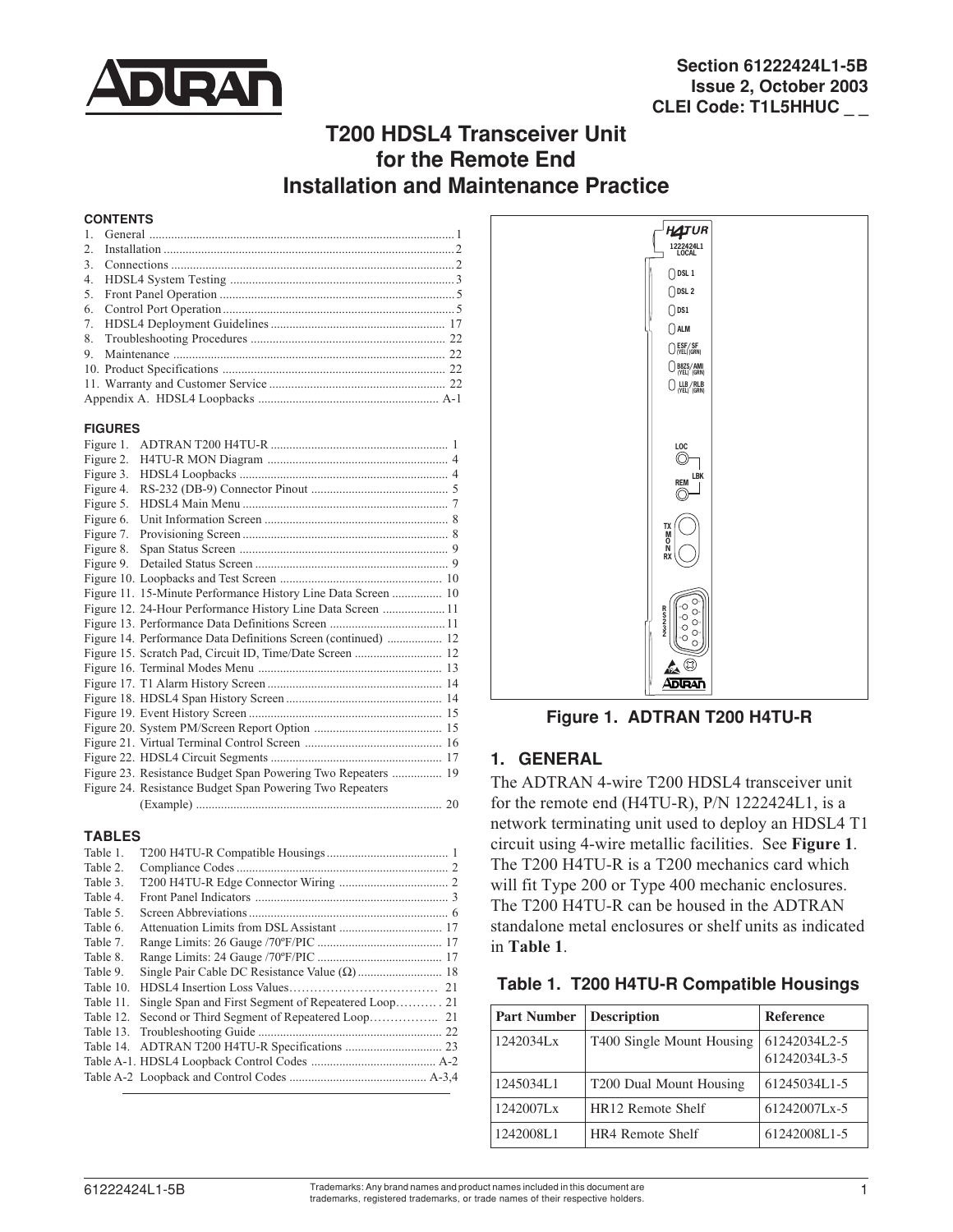Section 61222424L1-5B
Issue 2, October 2003
CLEI Code: T1L5HHUC _ _

# T200 HDSL4 Transceiver Unit for the Remote End Installation and Maintenance Practice

**CONTENTS**

1. General ........ 1
2. Installation ........ 2
3. Connections ........ 2
4. HDSL4 System Testing ........ 3
5. Front Panel Operation ........ 5
6. Control Port Operation ........ 5
7. HDSL4 Deployment Guidelines ........ 17
8. Troubleshooting Procedures ........ 22
9. Maintenance ........ 22
10. Product Specifications ........ 22
11. Warranty and Customer Service ........ 22

Appendix A. HDSL4 Loopbacks ........ A-1

**FIGURES**

Figure 1. ADTRAN T200 H4TU-R ........ 1
Figure 2. H4TU-R MON Diagram ........ 4
Figure 3. HDSL4 Loopbacks ........ 4
Figure 4. RS-232 (DB-9) Connector Pinout ........ 5
Figure 5. HDSL4 Main Menu ........ 7
Figure 6. Unit Information Screen ........ 8
Figure 7. Provisioning Screen ........ 8
Figure 8. Span Status Screen ........ 9
Figure 9. Detailed Status Screen ........ 9
Figure 10. Loopbacks and Test Screen ........ 10
Figure 11. 15-Minute Performance History Line Data Screen ........ 10
Figure 12. 24-Hour Performance History Line Data Screen ........ 11
Figure 13. Performance Data Definitions Screen ........ 11
Figure 14. Performance Data Definitions Screen (continued) ........ 12
Figure 15. Scratch Pad, Circuit ID, Time/Date Screen ........ 12
Figure 16. Terminal Modes Menu ........ 13
Figure 17. T1 Alarm History Screen ........ 14
Figure 18. HDSL4 Span History Screen ........ 14
Figure 19. Event History Screen ........ 15
Figure 20. System PM/Screen Report Option ........ 15
Figure 21. Virtual Terminal Control Screen ........ 16
Figure 22. HDSL4 Circuit Segments ........ 17
Figure 23. Resistance Budget Span Powering Two Repeaters ........ 19
Figure 24. Resistance Budget Span Powering Two Repeaters (Example) ........ 20

**TABLES**

Table 1. T200 H4TU-R Compatible Housings ........ 1
Table 2. Compliance Codes ........ 2
Table 3. T200 H4TU-R Edge Connector Wiring ........ 2
Table 4. Front Panel Indicators ........ 3
Table 5. Screen Abbreviations ........ 6
Table 6. Attenuation Limits from DSL Assistant ........ 17
Table 7. Range Limits: 26 Gauge /70ºF/PIC ........ 17
Table 8. Range Limits: 24 Gauge /70ºF/PIC ........ 17
Table 9. Single Pair Cable DC Resistance Value (Ω) ........ 18
Table 10. HDSL4 Insertion Loss Values ........ 21
Table 11. Single Span and First Segment of Repeatered Loop ........ 21
Table 12. Second or Third Segment of Repeatered Loop ........ 21
Table 13. Troubleshooting Guide ........ 22
Table 14. ADTRAN T200 H4TU-R Specifications ........ 23
Table A-1. HDSL4 Loopback Control Codes ........ A-2
Table A-2 Loopback and Control Codes ........ A-3,4

Figure 1. ADTRAN T200 H4TU-R

## 1. GENERAL

The ADTRAN 4-wire T200 HDSL4 transceiver unit for the remote end (H4TU-R), P/N 1222424L1, is a network terminating unit used to deploy an HDSL4 T1 circuit using 4-wire metallic facilities. See **Figure 1**. The T200 H4TU-R is a T200 mechanics card which will fit Type 200 or Type 400 mechanic enclosures. The T200 H4TU-R can be housed in the ADTRAN standalone metal enclosures or shelf units as indicated in **Table 1**.

**Table 1. T200 H4TU-R Compatible Housings**

| Part Number | Description | Reference |
|---|---|---|
| 1242034Lx | T400 Single Mount Housing | 61242034L2-5<br>61242034L3-5 |
| 1245034L1 | T200 Dual Mount Housing | 61245034L1-5 |
| 1242007Lx | HR12 Remote Shelf | 61242007Lx-5 |
| 1242008L1 | HR4 Remote Shelf | 61242008L1-5 |

Trademarks: Any brand names and product names included in this document are trademarks, registered trademarks, or trade names of their respective holders.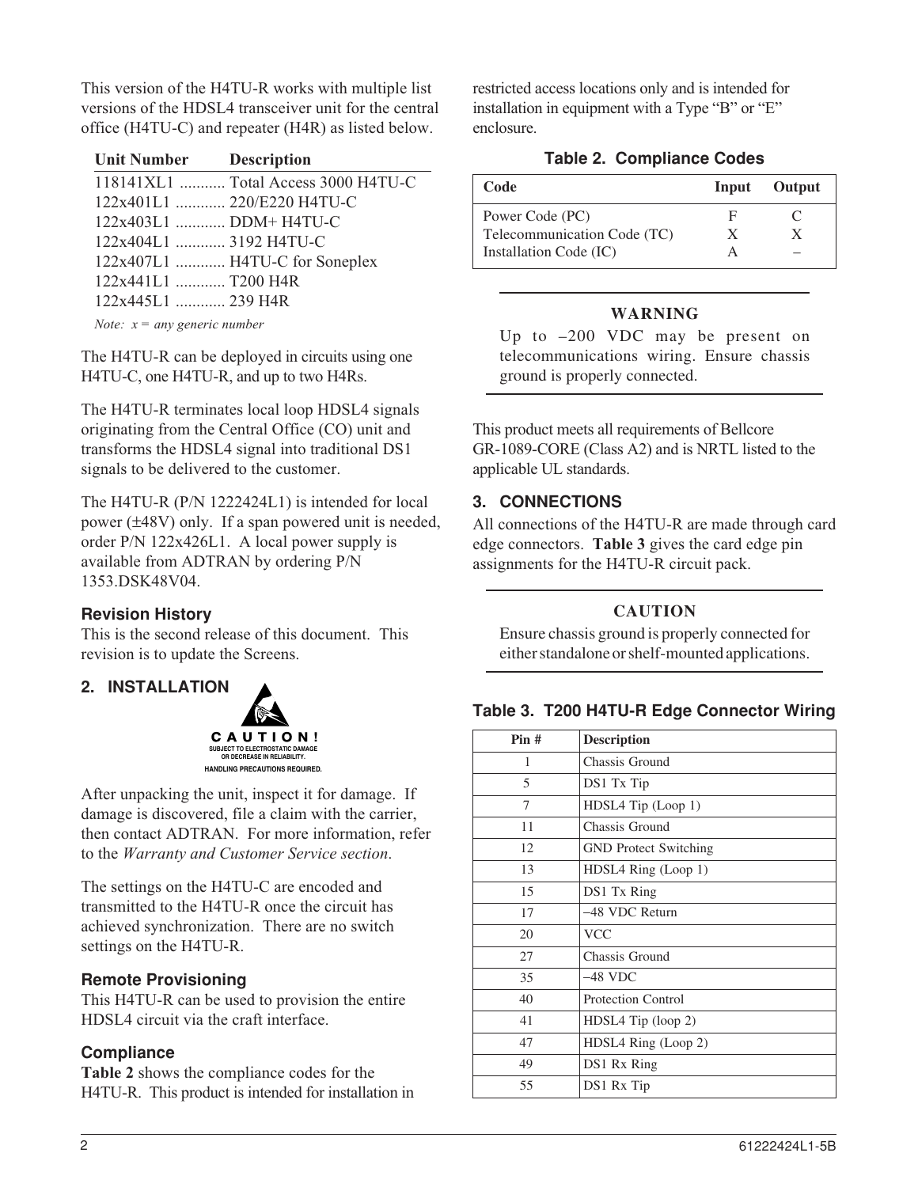This version of the H4TU-R works with multiple list versions of the HDSL4 transceiver unit for the central office (H4TU-C) and repeater (H4R) as listed below.

| Unit Number | Description |
|---|---|
| 118141XL1 | Total Access 3000 H4TU-C |
| 122x401L1 | 220/E220 H4TU-C |
| 122x403L1 | DDM+ H4TU-C |
| 122x404L1 | 3192 H4TU-C |
| 122x407L1 | H4TU-C for Soneplex |
| 122x441L1 | T200 H4R |
| 122x445L1 | 239 H4R |

*Note: x = any generic number*

The H4TU-R can be deployed in circuits using one H4TU-C, one H4TU-R, and up to two H4Rs.

The H4TU-R terminates local loop HDSL4 signals originating from the Central Office (CO) unit and transforms the HDSL4 signal into traditional DS1 signals to be delivered to the customer.

The H4TU-R (P/N 1222424L1) is intended for local power (±48V) only. If a span powered unit is needed, order P/N 122x426L1. A local power supply is available from ADTRAN by ordering P/N 1353.DSK48V04.

### Revision History

This is the second release of this document. This revision is to update the Screens.

## 2. INSTALLATION

**CAUTION!**
SUBJECT TO ELECTROSTATIC DAMAGE OR DECREASE IN RELIABILITY.
HANDLING PRECAUTIONS REQUIRED.

After unpacking the unit, inspect it for damage. If damage is discovered, file a claim with the carrier, then contact ADTRAN. For more information, refer to the *Warranty and Customer Service section*.

The settings on the H4TU-C are encoded and transmitted to the H4TU-R once the circuit has achieved synchronization. There are no switch settings on the H4TU-R.

### Remote Provisioning

This H4TU-R can be used to provision the entire HDSL4 circuit via the craft interface.

### Compliance

**Table 2** shows the compliance codes for the H4TU-R. This product is intended for installation in restricted access locations only and is intended for installation in equipment with a Type "B" or "E" enclosure.

**Table 2. Compliance Codes**

| Code | Input | Output |
|---|---|---|
| Power Code (PC) | F | C |
| Telecommunication Code (TC) | X | X |
| Installation Code (IC) | A | – |

**WARNING**

Up to –200 VDC may be present on telecommunications wiring. Ensure chassis ground is properly connected.

This product meets all requirements of Bellcore GR-1089-CORE (Class A2) and is NRTL listed to the applicable UL standards.

## 3. CONNECTIONS

All connections of the H4TU-R are made through card edge connectors. **Table 3** gives the card edge pin assignments for the H4TU-R circuit pack.

**CAUTION**

Ensure chassis ground is properly connected for either standalone or shelf-mounted applications.

**Table 3. T200 H4TU-R Edge Connector Wiring**

| Pin # | Description |
|---|---|
| 1 | Chassis Ground |
| 5 | DS1 Tx Tip |
| 7 | HDSL4 Tip (Loop 1) |
| 11 | Chassis Ground |
| 12 | GND Protect Switching |
| 13 | HDSL4 Ring (Loop 1) |
| 15 | DS1 Tx Ring |
| 17 | –48 VDC Return |
| 20 | VCC |
| 27 | Chassis Ground |
| 35 | –48 VDC |
| 40 | Protection Control |
| 41 | HDSL4 Tip (loop 2) |
| 47 | HDSL4 Ring (Loop 2) |
| 49 | DS1 Rx Ring |
| 55 | DS1 Rx Tip |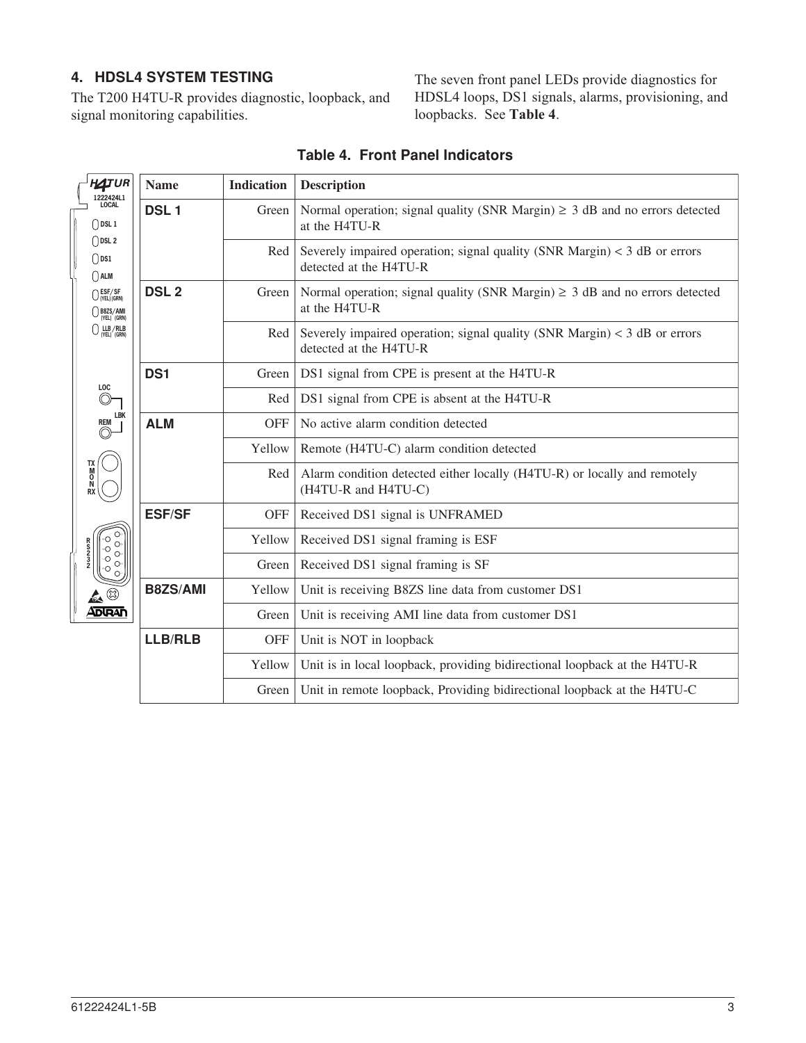## 4. HDSL4 SYSTEM TESTING

The T200 H4TU-R provides diagnostic, loopback, and signal monitoring capabilities.

The seven front panel LEDs provide diagnostics for HDSL4 loops, DS1 signals, alarms, provisioning, and loopbacks. See **Table 4**.

**Table 4. Front Panel Indicators**

| Name | Indication | Description |
|---|---|---|
| **DSL 1** | Green | Normal operation; signal quality (SNR Margin) ≥ 3 dB and no errors detected at the H4TU-R |
| | Red | Severely impaired operation; signal quality (SNR Margin) < 3 dB or errors detected at the H4TU-R |
| **DSL 2** | Green | Normal operation; signal quality (SNR Margin) ≥ 3 dB and no errors detected at the H4TU-R |
| | Red | Severely impaired operation; signal quality (SNR Margin) < 3 dB or errors detected at the H4TU-R |
| **DS1** | Green | DS1 signal from CPE is present at the H4TU-R |
| | Red | DS1 signal from CPE is absent at the H4TU-R |
| **ALM** | OFF | No active alarm condition detected |
| | Yellow | Remote (H4TU-C) alarm condition detected |
| | Red | Alarm condition detected either locally (H4TU-R) or locally and remotely (H4TU-R and H4TU-C) |
| **ESF/SF** | OFF | Received DS1 signal is UNFRAMED |
| | Yellow | Received DS1 signal framing is ESF |
| | Green | Received DS1 signal framing is SF |
| **B8ZS/AMI** | Yellow | Unit is receiving B8ZS line data from customer DS1 |
| | Green | Unit is receiving AMI line data from customer DS1 |
| **LLB/RLB** | OFF | Unit is NOT in loopback |
| | Yellow | Unit is in local loopback, providing bidirectional loopback at the H4TU-R |
| | Green | Unit in remote loopback, Providing bidirectional loopback at the H4TU-C |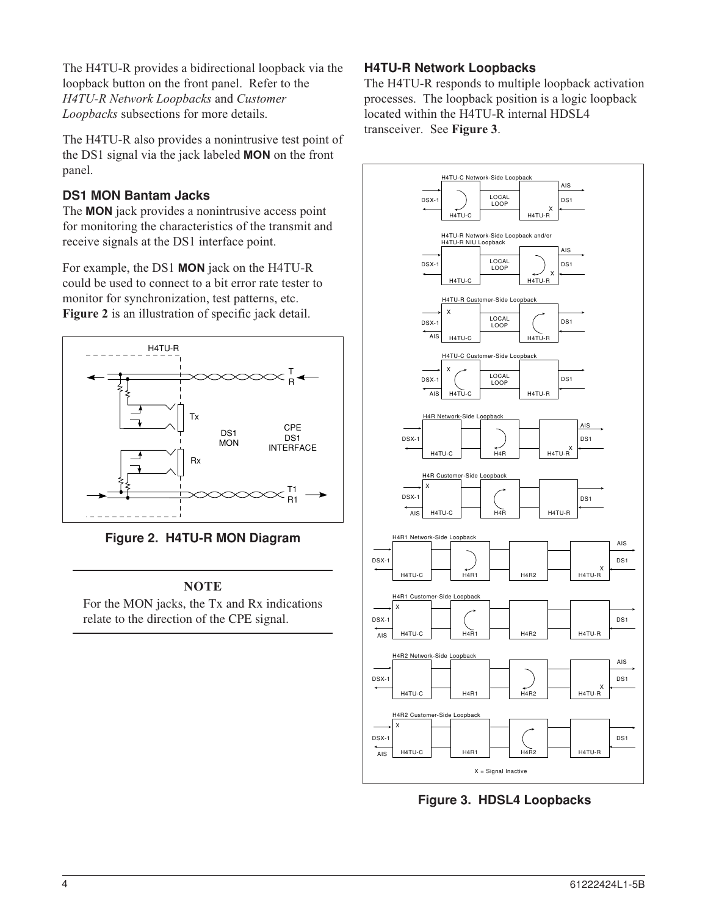The H4TU-R provides a bidirectional loopback via the loopback button on the front panel. Refer to the *H4TU-R Network Loopbacks* and *Customer Loopbacks* subsections for more details.

The H4TU-R also provides a nonintrusive test point of the DS1 signal via the jack labeled **MON** on the front panel.

### DS1 MON Bantam Jacks

The **MON** jack provides a nonintrusive access point for monitoring the characteristics of the transmit and receive signals at the DS1 interface point.

For example, the DS1 **MON** jack on the H4TU-R could be used to connect to a bit error rate tester to monitor for synchronization, test patterns, etc. **Figure 2** is an illustration of specific jack detail.

**Figure 2. H4TU-R MON Diagram**

---

**NOTE**

For the MON jacks, the Tx and Rx indications relate to the direction of the CPE signal.

---

### H4TU-R Network Loopbacks

The H4TU-R responds to multiple loopback activation processes. The loopback position is a logic loopback located within the H4TU-R internal HDSL4 transceiver. See **Figure 3**.

**Figure 3. HDSL4 Loopbacks**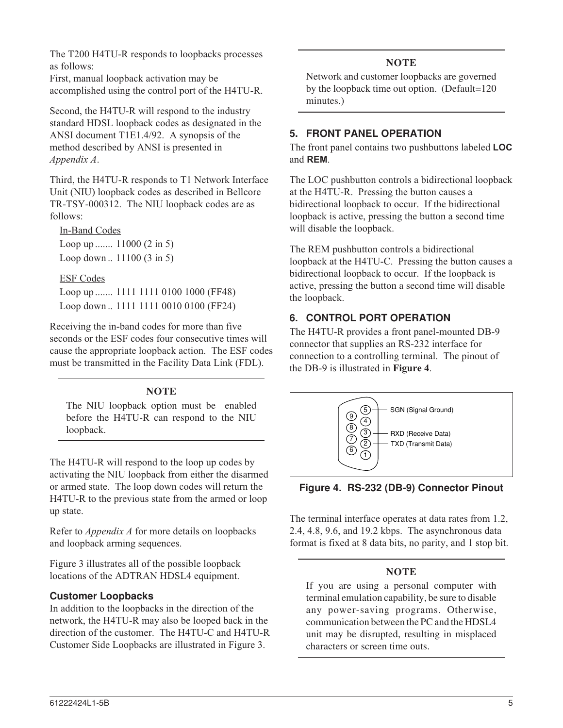The T200 H4TU-R responds to loopbacks processes as follows:
First, manual loopback activation may be accomplished using the control port of the H4TU-R.

Second, the H4TU-R will respond to the industry standard HDSL loopback codes as designated in the ANSI document T1E1.4/92. A synopsis of the method described by ANSI is presented in *Appendix A*.

Third, the H4TU-R responds to T1 Network Interface Unit (NIU) loopback codes as described in Bellcore TR-TSY-000312. The NIU loopback codes are as follows:

In-Band Codes
Loop up ....... 11000 (2 in 5)
Loop down .. 11100 (3 in 5)

ESF Codes
Loop up ....... 1111 1111 0100 1000 (FF48)
Loop down .. 1111 1111 0010 0100 (FF24)

Receiving the in-band codes for more than five seconds or the ESF codes four consecutive times will cause the appropriate loopback action. The ESF codes must be transmitted in the Facility Data Link (FDL).

> **NOTE**
> The NIU loopback option must be enabled before the H4TU-R can respond to the NIU loopback.

The H4TU-R will respond to the loop up codes by activating the NIU loopback from either the disarmed or armed state. The loop down codes will return the H4TU-R to the previous state from the armed or loop up state.

Refer to *Appendix A* for more details on loopbacks and loopback arming sequences.

Figure 3 illustrates all of the possible loopback locations of the ADTRAN HDSL4 equipment.

### Customer Loopbacks

In addition to the loopbacks in the direction of the network, the H4TU-R may also be looped back in the direction of the customer. The H4TU-C and H4TU-R Customer Side Loopbacks are illustrated in Figure 3.

> **NOTE**
> Network and customer loopbacks are governed by the loopback time out option. (Default=120 minutes.)

## 5. FRONT PANEL OPERATION

The front panel contains two pushbuttons labeled **LOC** and **REM**.

The LOC pushbutton controls a bidirectional loopback at the H4TU-R. Pressing the button causes a bidirectional loopback to occur. If the bidirectional loopback is active, pressing the button a second time will disable the loopback.

The REM pushbutton controls a bidirectional loopback at the H4TU-C. Pressing the button causes a bidirectional loopback to occur. If the loopback is active, pressing the button a second time will disable the loopback.

## 6. CONTROL PORT OPERATION

The H4TU-R provides a front panel-mounted DB-9 connector that supplies an RS-232 interface for connection to a controlling terminal. The pinout of the DB-9 is illustrated in **Figure 4**.

5 — SGN (Signal Ground)
3 — RXD (Receive Data)
2 — TXD (Transmit Data)

**Figure 4. RS-232 (DB-9) Connector Pinout**

The terminal interface operates at data rates from 1.2, 2.4, 4.8, 9.6, and 19.2 kbps. The asynchronous data format is fixed at 8 data bits, no parity, and 1 stop bit.

> **NOTE**
> If you are using a personal computer with terminal emulation capability, be sure to disable any power-saving programs. Otherwise, communication between the PC and the HDSL4 unit may be disrupted, resulting in misplaced characters or screen time outs.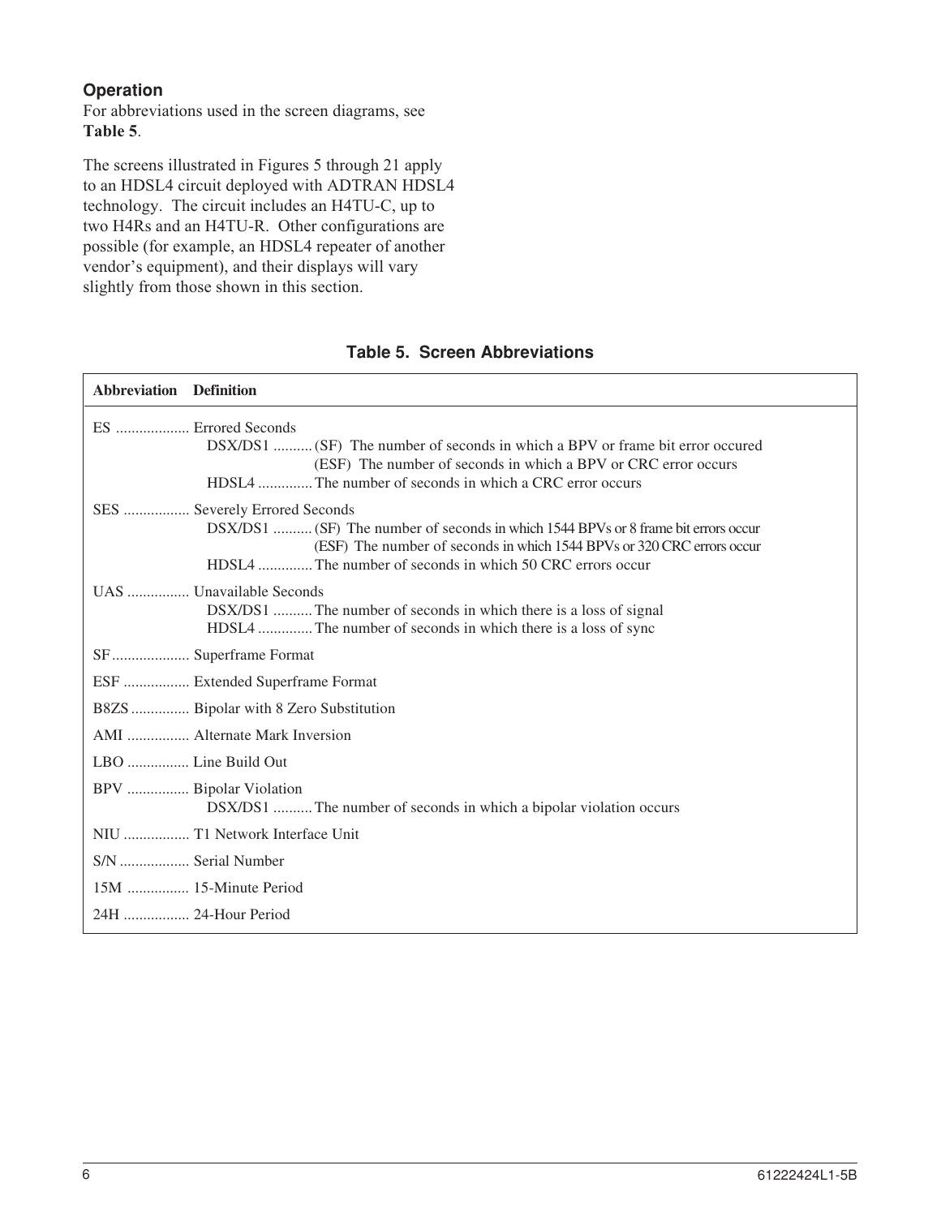### Operation

For abbreviations used in the screen diagrams, see **Table 5**.

The screens illustrated in Figures 5 through 21 apply to an HDSL4 circuit deployed with ADTRAN HDSL4 technology. The circuit includes an H4TU-C, up to two H4Rs and an H4TU-R. Other configurations are possible (for example, an HDSL4 repeater of another vendor's equipment), and their displays will vary slightly from those shown in this section.

**Table 5. Screen Abbreviations**

| Abbreviation | Definition |
|---|---|
| ES | Errored Seconds<br>DSX/DS1 .......... (SF) The number of seconds in which a BPV or frame bit error occured<br>(ESF) The number of seconds in which a BPV or CRC error occurs<br>HDSL4 .............. The number of seconds in which a CRC error occurs |
| SES | Severely Errored Seconds<br>DSX/DS1 .......... (SF) The number of seconds in which 1544 BPVs or 8 frame bit errors occur<br>(ESF) The number of seconds in which 1544 BPVs or 320 CRC errors occur<br>HDSL4 .............. The number of seconds in which 50 CRC errors occur |
| UAS | Unavailable Seconds<br>DSX/DS1 .......... The number of seconds in which there is a loss of signal<br>HDSL4 .............. The number of seconds in which there is a loss of sync |
| SF | Superframe Format |
| ESF | Extended Superframe Format |
| B8ZS | Bipolar with 8 Zero Substitution |
| AMI | Alternate Mark Inversion |
| LBO | Line Build Out |
| BPV | Bipolar Violation<br>DSX/DS1 .......... The number of seconds in which a bipolar violation occurs |
| NIU | T1 Network Interface Unit |
| S/N | Serial Number |
| 15M | 15-Minute Period |
| 24H | 24-Hour Period |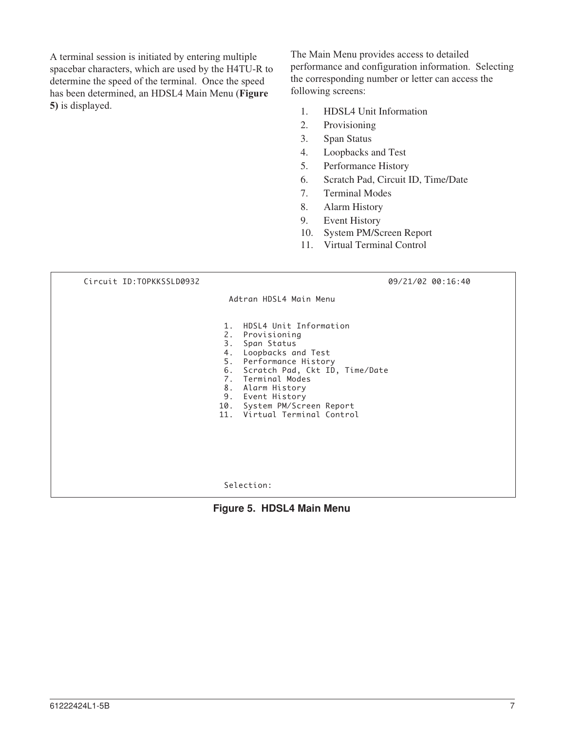A terminal session is initiated by entering multiple spacebar characters, which are used by the H4TU-R to determine the speed of the terminal. Once the speed has been determined, an HDSL4 Main Menu (**Figure 5)** is displayed.

The Main Menu provides access to detailed performance and configuration information. Selecting the corresponding number or letter can access the following screens:

1. HDSL4 Unit Information
2. Provisioning
3. Span Status
4. Loopbacks and Test
5. Performance History
6. Scratch Pad, Circuit ID, Time/Date
7. Terminal Modes
8. Alarm History
9. Event History
10. System PM/Screen Report
11. Virtual Terminal Control

```
      Circuit ID:TOPKKSSLD0932                                          09/21/02 00:16:40

                                       Adtran HDSL4 Main Menu


                                      1.  HDSL4 Unit Information
                                      2.  Provisioning
                                      3.  Span Status
                                      4.  Loopbacks and Test
                                      5.  Performance History
                                      6.  Scratch Pad, Ckt ID, Time/Date
                                      7.  Terminal Modes
                                      8.  Alarm History
                                      9.  Event History
                                     10.  System PM/Screen Report
                                     11.  Virtual Terminal Control







                                      Selection:
```

**Figure 5. HDSL4 Main Menu**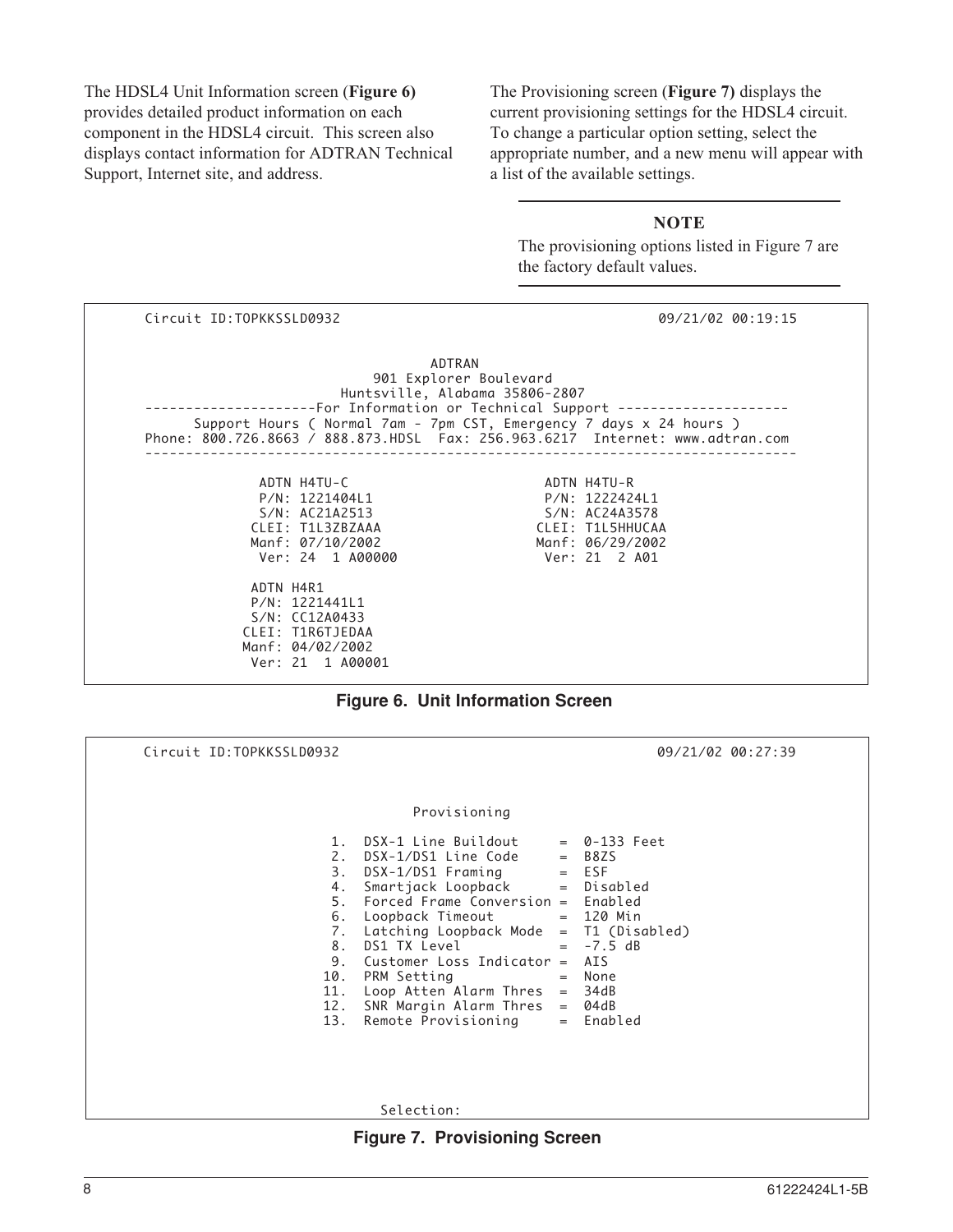The HDSL4 Unit Information screen (**Figure 6)** provides detailed product information on each component in the HDSL4 circuit. This screen also displays contact information for ADTRAN Technical Support, Internet site, and address.

The Provisioning screen (**Figure 7)** displays the current provisioning settings for the HDSL4 circuit. To change a particular option setting, select the appropriate number, and a new menu will appear with a list of the available settings.

**NOTE**

The provisioning options listed in Figure 7 are the factory default values.

```
Circuit ID:TOPKKSSLD0932                                        09/21/02 00:19:15


                                   ADTRAN
                            901 Explorer Boulevard
                        Huntsville, Alabama 35806-2807
---------------------For Information or Technical Support ---------------------
      Support Hours ( Normal 7am - 7pm CST, Emergency 7 days x 24 hours )
Phone: 800.726.8663 / 888.873.HDSL  Fax: 256.963.6217  Internet: www.adtran.com
--------------------------------------------------------------------------------

              ADTN H4TU-C                         ADTN H4TU-R
              P/N: 1221404L1                      P/N: 1222424L1
              S/N: AC21A2513                      S/N: AC24A3578
             CLEI: T1L3ZBZAAA                    CLEI: T1L5HHUCAA
             Manf: 07/10/2002                    Manf: 06/29/2002
              Ver: 24  1 A00000                   Ver: 21  2 A01

             ADTN H4R1
             P/N: 1221441L1
             S/N: CC12A0433
            CLEI: T1R6TJEDAA
            Manf: 04/02/2002
             Ver: 21  1 A00001
```

**Figure 6. Unit Information Screen**

```
Circuit ID:TOPKKSSLD0932                                        09/21/02 00:27:39



                                 Provisioning

                       1.  DSX-1 Line Buildout     =  0-133 Feet
                       2.  DSX-1/DS1 Line Code     =  B8ZS
                       3.  DSX-1/DS1 Framing       =  ESF
                       4.  Smartjack Loopback      =  Disabled
                       5.  Forced Frame Conversion =  Enabled
                       6.  Loopback Timeout        =  120 Min
                       7.  Latching Loopback Mode  =  T1 (Disabled)
                       8.  DS1 TX Level            =  -7.5 dB
                       9.  Customer Loss Indicator =  AIS
                      10.  PRM Setting             =  None
                      11.  Loop Atten Alarm Thres  =  34dB
                      12.  SNR Margin Alarm Thres  =  04dB
                      13.  Remote Provisioning     =  Enabled




                             Selection:
```

**Figure 7. Provisioning Screen**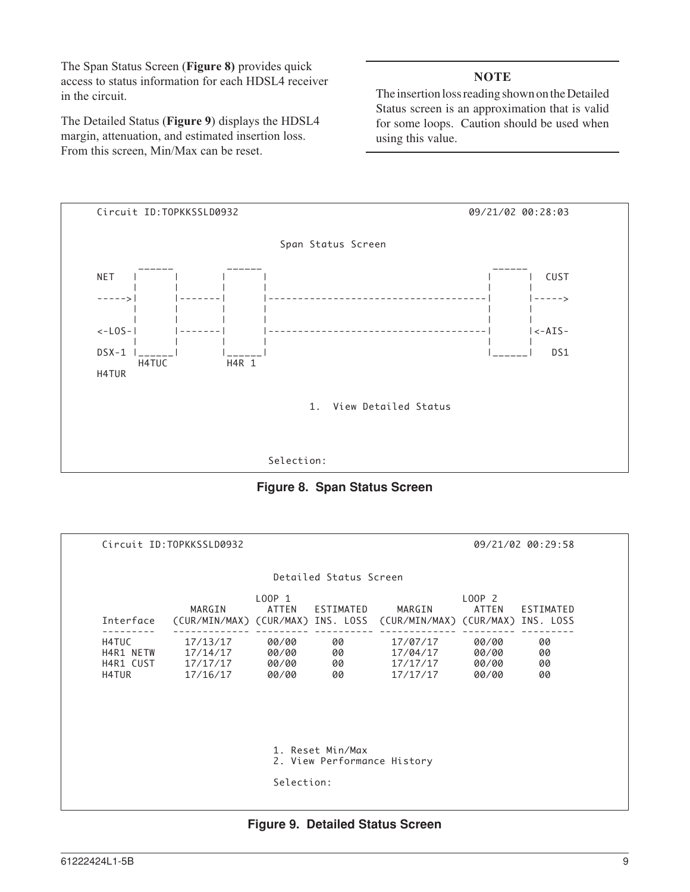The Span Status Screen (**Figure 8)** provides quick access to status information for each HDSL4 receiver in the circuit.

The Detailed Status (**Figure 9**) displays the HDSL4 margin, attenuation, and estimated insertion loss. From this screen, Min/Max can be reset.

---

**NOTE**

The insertion loss reading shown on the Detailed Status screen is an approximation that is valid for some loops. Caution should be used when using this value.

---

```
  Circuit ID:TOPKKSSLD0932                                         09/21/02 00:28:03


                                  Span Status Screen

         ______         ______                                       ______
  NET   |      |       |      |                                     |      |  CUST
        |      |       |      |                                     |      |
  ----->|      |-------|      |-------------------------------------|      |----->
        |      |       |      |                                     |      |
        |      |       |      |                                     |      |
  <-LOS-|      |-------|      |-------------------------------------|      |<-AIS-
        |      |       |      |                                     |      |
  DSX-1 |______|       |______|                                     |______|   DS1
         H4TUC          H4R 1
  H4TUR


                                       1.  View Detailed Status



                                Selection:
```

**Figure 8. Span Status Screen**

```
  Circuit ID:TOPKKSSLD0932                                         09/21/02 00:29:58


                                Detailed Status Screen

                               LOOP 1                                  LOOP 2
                 MARGIN        ATTEN    ESTIMATED     MARGIN        ATTEN   ESTIMATED
  Interface   (CUR/MIN/MAX) (CUR/MAX) INS. LOSS  (CUR/MIN/MAX) (CUR/MAX) INS. LOSS
  ---------   ------------- --------- ---------- ------------- --------- ---------
  H4TUC          17/13/17      00/00      00         17/07/17      00/00      00
  H4R1 NETW      17/14/17      00/00      00         17/04/17      00/00      00
  H4R1 CUST      17/17/17      00/00      00         17/17/17      00/00      00
  H4TUR          17/16/17      00/00      00         17/17/17      00/00      00







                                1. Reset Min/Max
                                2. View Performance History

                                Selection:
```

**Figure 9. Detailed Status Screen**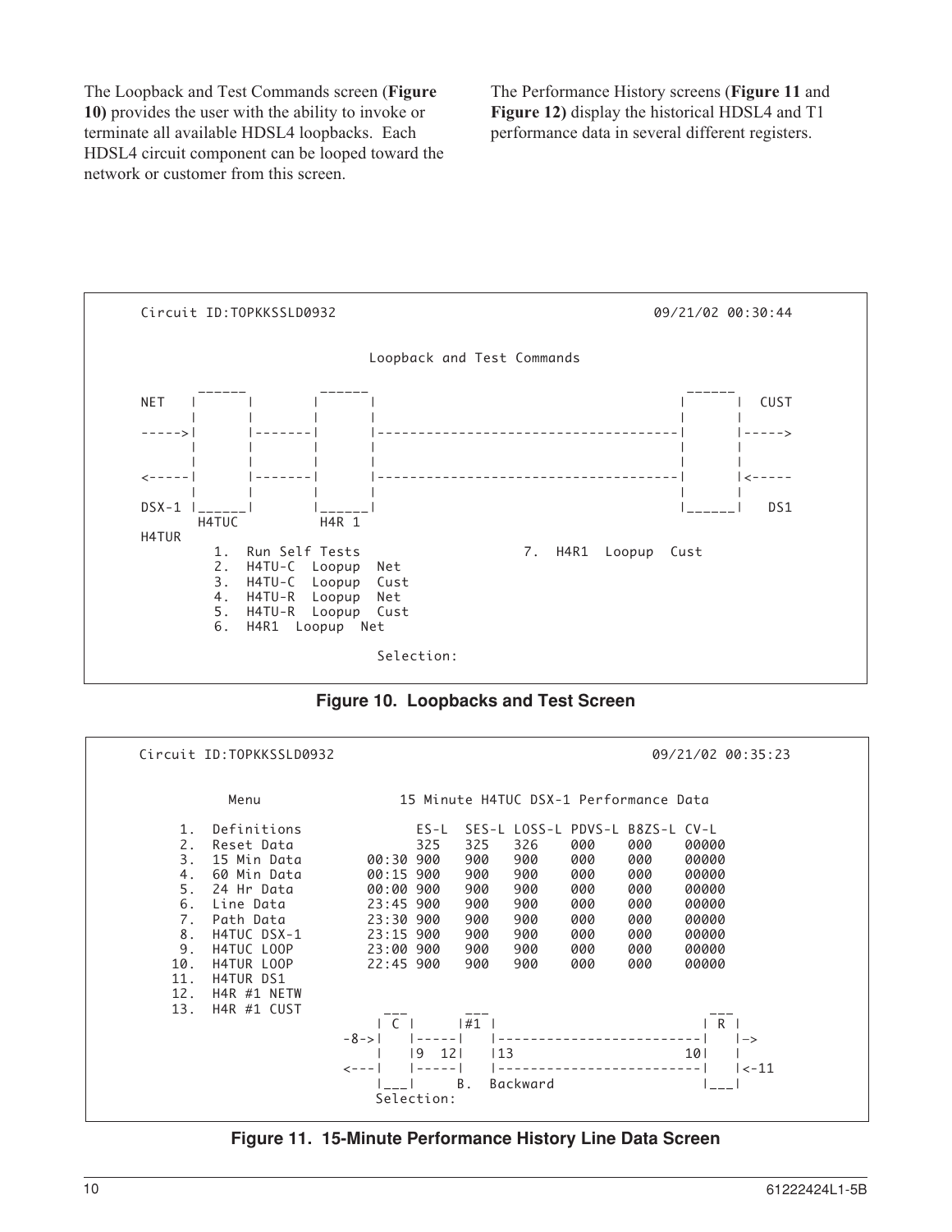The Loopback and Test Commands screen (**Figure 10)** provides the user with the ability to invoke or terminate all available HDSL4 loopbacks. Each HDSL4 circuit component can be looped toward the network or customer from this screen.

The Performance History screens (**Figure 11** and **Figure 12)** display the historical HDSL4 and T1 performance data in several different registers.

```
Circuit ID:TOPKKSSLD0932                                        09/21/02 00:30:44

                               Loopback and Test Commands
         ______       ______                                        ______
NET   |      |      |      |                                      |      |  CUST
      |      |      |      |                                      |      |
----->|      |------|      |--------------------------------------|      |----->
      |      |      |      |                                      |      |
      |      |      |      |                                      |      |
<-----|      |------|      |--------------------------------------|      |<-----
      |      |      |      |                                      |      |
DSX-1 |______|      |______|                                      |______|   DS1
        H4TUC         H4R 1                                                H4TUR
        1.  Run Self Tests                     7.  H4R1  Loopup  Cust
        2.  H4TU-C  Loopup  Net
        3.  H4TU-C  Loopup  Cust
        4.  H4TU-R  Loopup  Net
        5.  H4TU-R  Loopup  Cust
        6.  H4R1  Loopup  Net

                                 Selection:
```

**Figure 10. Loopbacks and Test Screen**

```
Circuit ID:TOPKKSSLD0932                                        09/21/02 00:35:23

         Menu                15 Minute H4TUC DSX-1 Performance Data

   1.  Definitions               ES-L  SES-L LOSS-L PDVS-L B8ZS-L CV-L
   2.  Reset Data                325   325   326    000    000    00000
   3.  15 Min Data         00:30 900   900   900    000    000    00000
   4.  60 Min Data         00:15 900   900   900    000    000    00000
   5.  24 Hr Data          00:00 900   900   900    000    000    00000
   6.  Line Data           23:45 900   900   900    000    000    00000
   7.  Path Data           23:30 900   900   900    000    000    00000
   8.  H4TUC DSX-1         23:15 900   900   900    000    000    00000
   9.  H4TUC LOOP          23:00 900   900   900    000    000    00000
  10.  H4TUR LOOP          22:45 900   900   900    000    000    00000
  11.  H4TUR DS1
  12.  H4R #1 NETW
  13.  H4R #1 CUST          ___        ___                          ___
                           | C |      |#1 |                        | R |
                      -8->|   |-----|   |------------------------|   |->
                           |   |9  12|   |13                    10|   |
                      <---|   |-----|   |------------------------|   |<-11
                           |___|      B.  Backward                 |___|
                          Selection:
```

**Figure 11. 15-Minute Performance History Line Data Screen**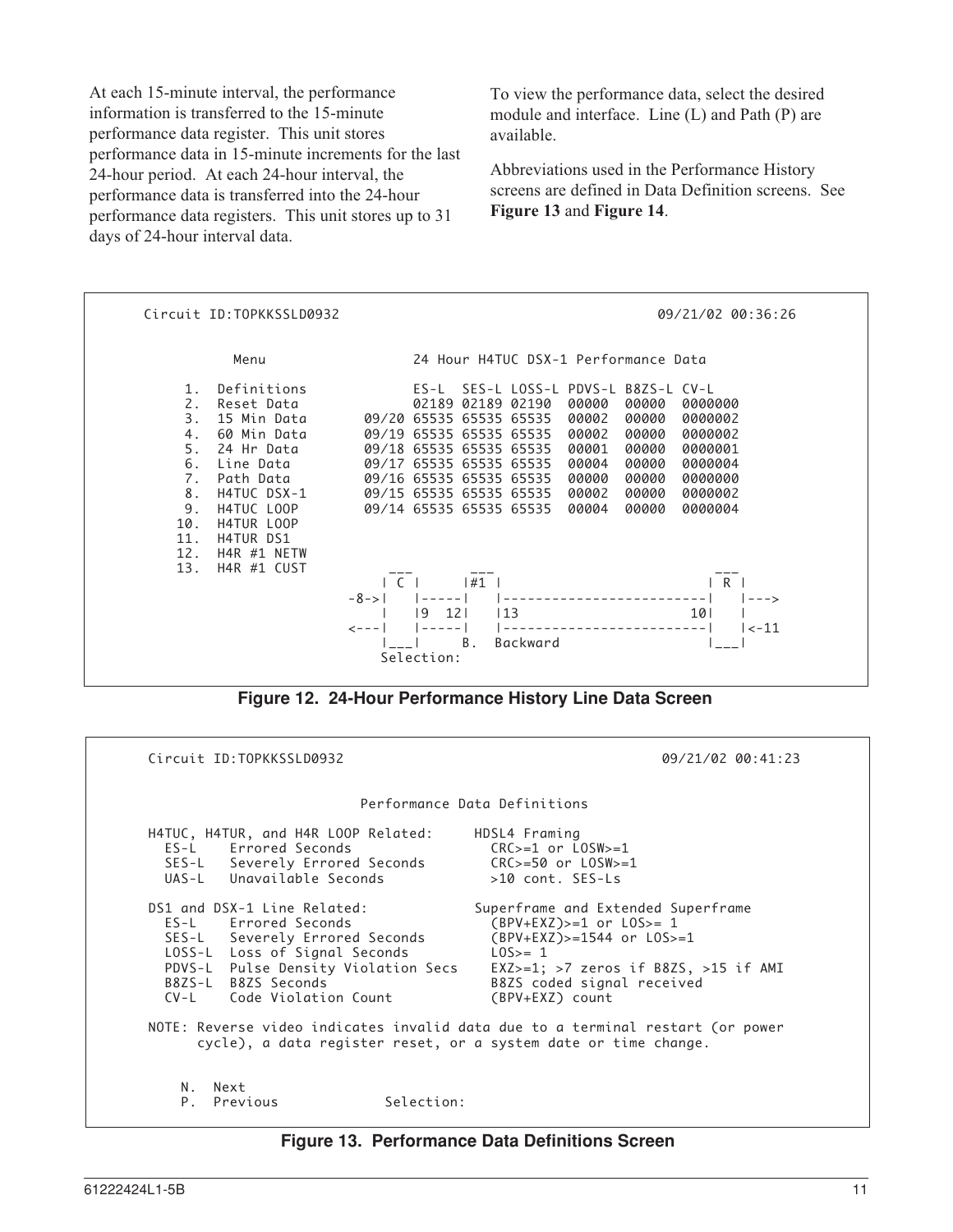At each 15-minute interval, the performance information is transferred to the 15-minute performance data register. This unit stores performance data in 15-minute increments for the last 24-hour period. At each 24-hour interval, the performance data is transferred into the 24-hour performance data registers. This unit stores up to 31 days of 24-hour interval data.

To view the performance data, select the desired module and interface. Line (L) and Path (P) are available.

Abbreviations used in the Performance History screens are defined in Data Definition screens. See **Figure 13** and **Figure 14**.

```
Circuit ID:TOPKKSSLD0932                                      09/21/02 00:36:26


        Menu                 24 Hour H4TUC DSX-1 Performance Data

   1.  Definitions           ES-L  SES-L LOSS-L PDVS-L B8ZS-L CV-L
   2.  Reset Data            02189 02189 02190  00000  00000  0000000
   3.  15 Min Data     09/20 65535 65535 65535  00002  00000  0000002
   4.  60 Min Data     09/19 65535 65535 65535  00002  00000  0000002
   5.  24 Hr Data      09/18 65535 65535 65535  00001  00000  0000001
   6.  Line Data       09/17 65535 65535 65535  00004  00000  0000004
   7.  Path Data       09/16 65535 65535 65535  00000  00000  0000000
   8.  H4TUC DSX-1     09/15 65535 65535 65535  00002  00000  0000002
   9.  H4TUC LOOP      09/14 65535 65535 65535  00004  00000  0000004
  10.  H4TUR LOOP
  11.  H4TUR DS1
  12.  H4R #1 NETW
  13.  H4R #1 CUST          ___       ___                           ___
                           | C |     |#1 |                         | R |
                      -8->|   |-----|   |-------------------------|   |--->
                          |   |9  12|   |13                     10|   |
                      <---|   |-----|   |-------------------------|   |<-11
                          |___|     B.  Backward                  |___|
                          Selection:
```

**Figure 12. 24-Hour Performance History Line Data Screen**

```
Circuit ID:TOPKKSSLD0932                                       09/21/02 00:41:23


                         Performance Data Definitions

H4TUC, H4TUR, and H4R LOOP Related:      HDSL4 Framing
  ES-L    Errored Seconds                  CRC>=1 or LOSW>=1
  SES-L   Severely Errored Seconds         CRC>=50 or LOSW>=1
  UAS-L   Unavailable Seconds              >10 cont. SES-Ls

DS1 and DSX-1 Line Related:              Superframe and Extended Superframe
  ES-L    Errored Seconds                  (BPV+EXZ)>=1 or LOS>= 1
  SES-L   Severely Errored Seconds         (BPV+EXZ)>=1544 or LOS>=1
  LOSS-L  Loss of Signal Seconds           LOS>= 1
  PDVS-L  Pulse Density Violation Secs     EXZ>=1; >7 zeros if B8ZS, >15 if AMI
  B8ZS-L  B8ZS Seconds                     B8ZS coded signal received
  CV-L    Code Violation Count             (BPV+EXZ) count

NOTE: Reverse video indicates invalid data due to a terminal restart (or power
      cycle), a data register reset, or a system date or time change.


   N.  Next
   P.  Previous             Selection:
```

**Figure 13. Performance Data Definitions Screen**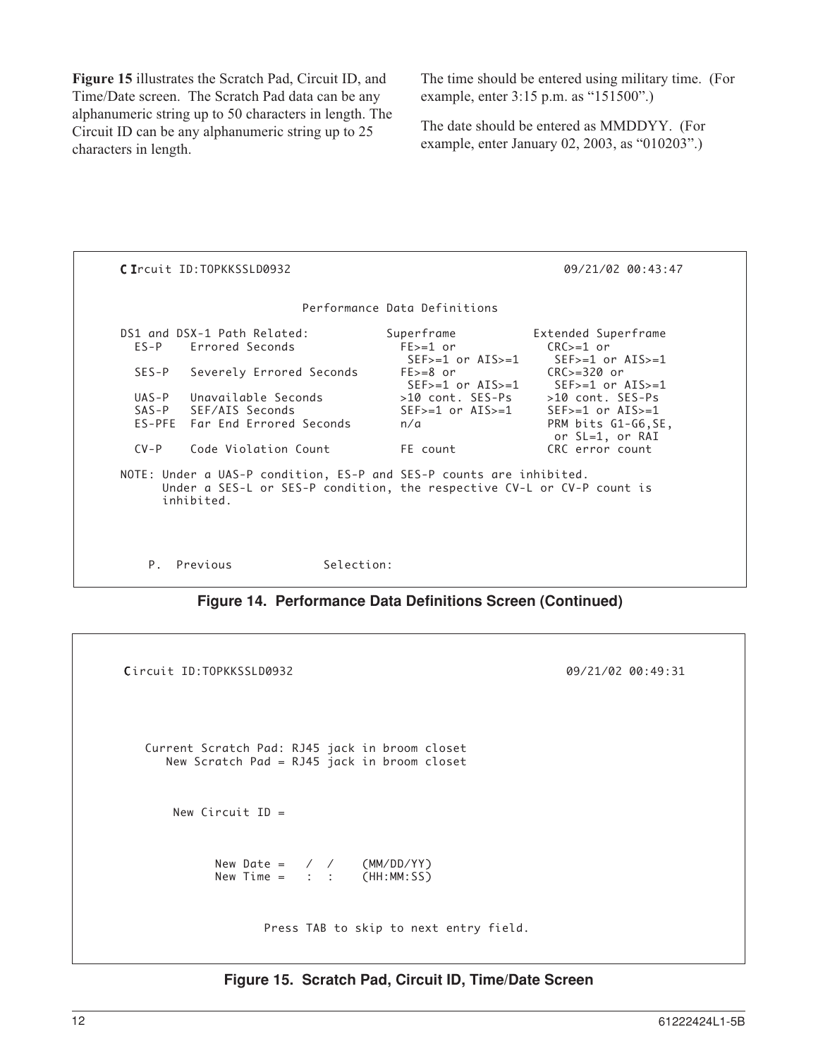**Figure 15** illustrates the Scratch Pad, Circuit ID, and Time/Date screen. The Scratch Pad data can be any alphanumeric string up to 50 characters in length. The Circuit ID can be any alphanumeric string up to 25 characters in length.

The time should be entered using military time. (For example, enter 3:15 p.m. as "151500".)

The date should be entered as MMDDYY. (For example, enter January 02, 2003, as "010203".)

```
CIrcuit ID:TOPKKSSLD0932                                    09/21/02 00:43:47

                         Performance Data Definitions

DS1 and DSX-1 Path Related:          Superframe          Extended Superframe
  ES-P    Errored Seconds              FE>=1 or              CRC>=1 or
                                        SEF>=1 or AIS>=1      SEF>=1 or AIS>=1
  SES-P   Severely Errored Seconds     FE>=8 or              CRC>=320 or
                                        SEF>=1 or AIS>=1      SEF>=1 or AIS>=1
  UAS-P   Unavailable Seconds          >10 cont. SES-Ps      >10 cont. SES-Ps
  SAS-P   SEF/AIS Seconds              SEF>=1 or AIS>=1      SEF>=1 or AIS>=1
  ES-PFE  Far End Errored Seconds      n/a                   PRM bits G1-G6,SE,
                                                              or SL=1, or RAI
  CV-P    Code Violation Count         FE count              CRC error count

NOTE: Under a UAS-P condition, ES-P and SES-P counts are inhibited.
      Under a SES-L or SES-P condition, the respective CV-L or CV-P count is
      inhibited.



    P.  Previous            Selection:
```

**Figure 14. Performance Data Definitions Screen (Continued)**

```
Circuit ID:TOPKKSSLD0932                                    09/21/02 00:49:31




   Current Scratch Pad: RJ45 jack in broom closet
      New Scratch Pad = RJ45 jack in broom closet



       New Circuit ID =



             New Date =   /  /    (MM/DD/YY)
             New Time =   :  :    (HH:MM:SS)



                    Press TAB to skip to next entry field.
```

**Figure 15. Scratch Pad, Circuit ID, Time/Date Screen**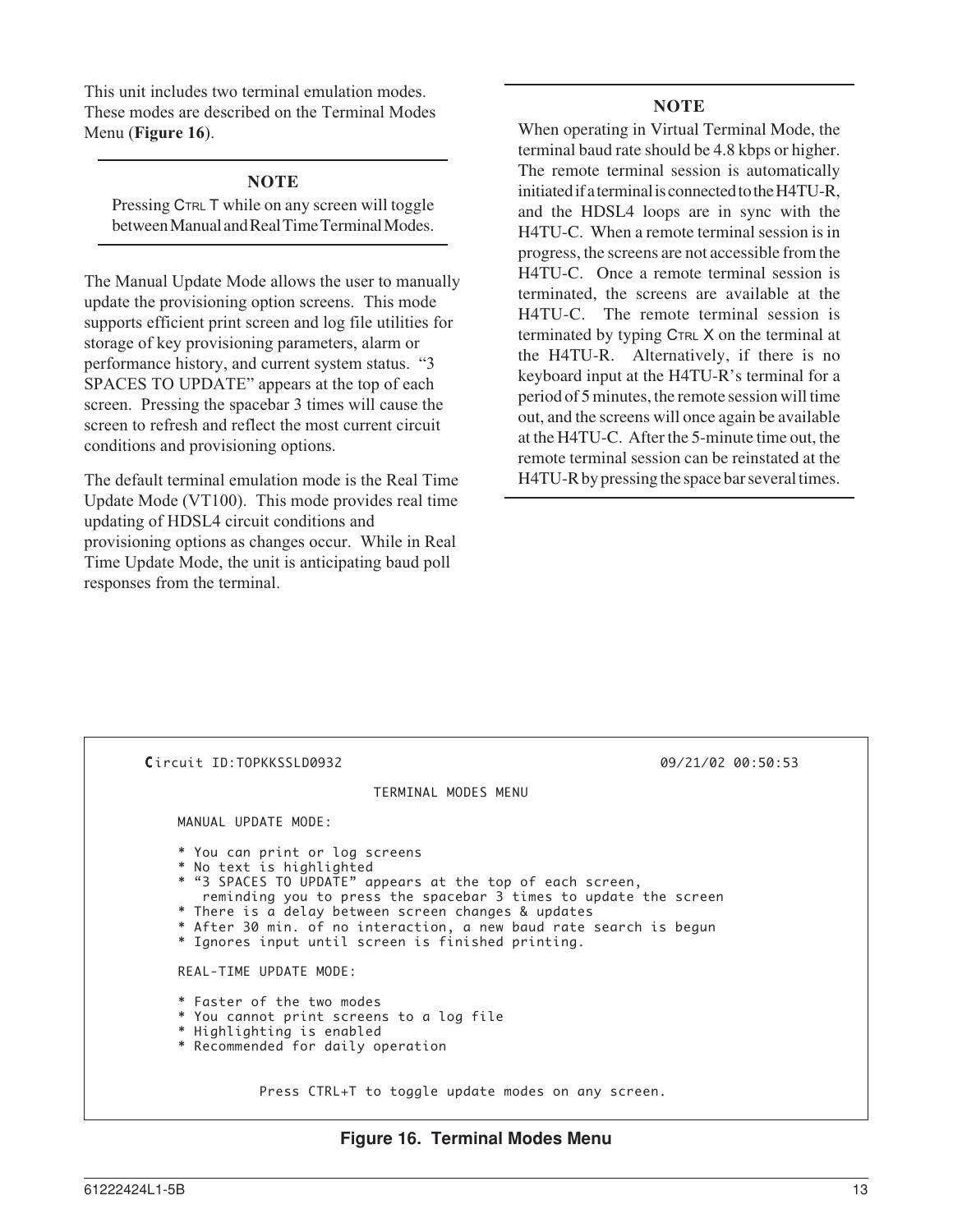This unit includes two terminal emulation modes. These modes are described on the Terminal Modes Menu (**Figure 16**).

---

**NOTE**

Pressing CTRL T while on any screen will toggle between Manual and Real Time Terminal Modes.

---

The Manual Update Mode allows the user to manually update the provisioning option screens. This mode supports efficient print screen and log file utilities for storage of key provisioning parameters, alarm or performance history, and current system status. "3 SPACES TO UPDATE" appears at the top of each screen. Pressing the spacebar 3 times will cause the screen to refresh and reflect the most current circuit conditions and provisioning options.

The default terminal emulation mode is the Real Time Update Mode (VT100). This mode provides real time updating of HDSL4 circuit conditions and provisioning options as changes occur. While in Real Time Update Mode, the unit is anticipating baud poll responses from the terminal.

---

**NOTE**

When operating in Virtual Terminal Mode, the terminal baud rate should be 4.8 kbps or higher. The remote terminal session is automatically initiated if a terminal is connected to the H4TU-R, and the HDSL4 loops are in sync with the H4TU-C. When a remote terminal session is in progress, the screens are not accessible from the H4TU-C. Once a remote terminal session is terminated, the screens are available at the H4TU-C. The remote terminal session is terminated by typing CTRL X on the terminal at the H4TU-R. Alternatively, if there is no keyboard input at the H4TU-R's terminal for a period of 5 minutes, the remote session will time out, and the screens will once again be available at the H4TU-C. After the 5-minute time out, the remote terminal session can be reinstated at the H4TU-R by pressing the space bar several times.

---

```
Circuit ID:TOPKKSSLD0932                                      09/21/02 00:50:53

                          TERMINAL MODES MENU

    MANUAL UPDATE MODE:

    * You can print or log screens
    * No text is highlighted
    * "3 SPACES TO UPDATE" appears at the top of each screen,
       reminding you to press the spacebar 3 times to update the screen
    * There is a delay between screen changes & updates
    * After 30 min. of no interaction, a new baud rate search is begun
    * Ignores input until screen is finished printing.

    REAL-TIME UPDATE MODE:

    * Faster of the two modes
    * You cannot print screens to a log file
    * Highlighting is enabled
    * Recommended for daily operation


              Press CTRL+T to toggle update modes on any screen.
```

**Figure 16. Terminal Modes Menu**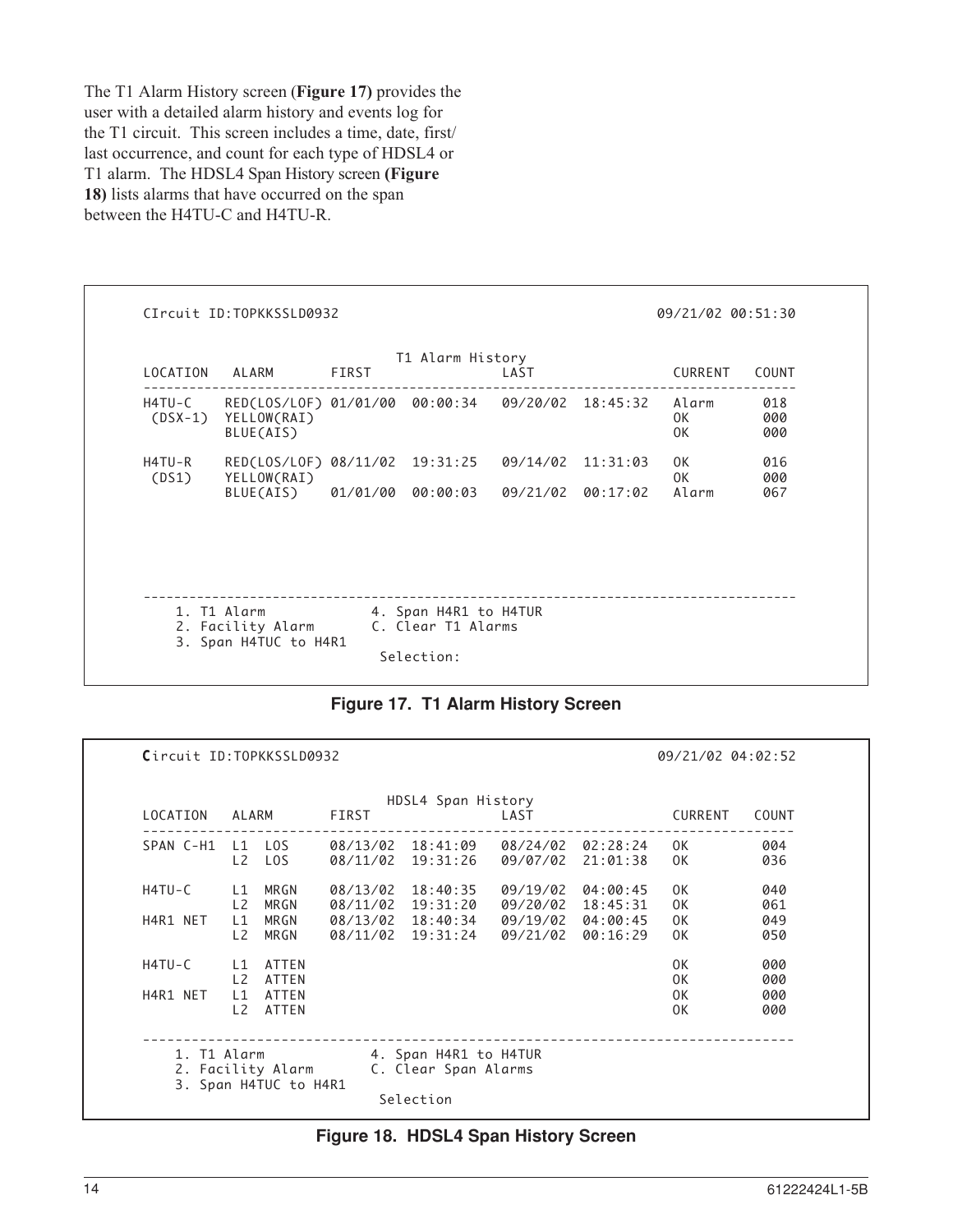The T1 Alarm History screen (**Figure 17)** provides the user with a detailed alarm history and events log for the T1 circuit. This screen includes a time, date, first/last occurrence, and count for each type of HDSL4 or T1 alarm. The HDSL4 Span History screen **(Figure 18)** lists alarms that have occurred on the span between the H4TU-C and H4TU-R.

```
CIrcuit ID:TOPKKSSLD0932                                            09/21/02 00:51:30

                                  T1 Alarm History
LOCATION   ALARM         FIRST                     LAST                   CURRENT   COUNT
-----------------------------------------------------------------------------------------
H4TU-C     RED(LOS/LOF) 01/01/00  00:00:34   09/20/02  18:45:32   Alarm      018
 (DSX-1)   YELLOW(RAI)                                              OK         000
           BLUE(AIS)                                                OK         000

H4TU-R     RED(LOS/LOF) 08/11/02  19:31:25   09/14/02  11:31:03   OK         016
 (DS1)     YELLOW(RAI)                                              OK         000
           BLUE(AIS)    01/01/00  00:00:03   09/21/02  00:17:02   Alarm      067




-----------------------------------------------------------------------------------------
    1. T1 Alarm               4. Span H4R1 to H4TUR
    2. Facility Alarm         C. Clear T1 Alarms
    3. Span H4TUC to H4R1
                                 Selection:
```

**Figure 17. T1 Alarm History Screen**

```
Circuit ID:TOPKKSSLD0932                                            09/21/02 04:02:52

                                  HDSL4 Span History
LOCATION   ALARM         FIRST                     LAST                   CURRENT   COUNT
-----------------------------------------------------------------------------------------
SPAN C-H1  L1  LOS     08/13/02  18:41:09   08/24/02  02:28:24   OK         004
           L2  LOS     08/11/02  19:31:26   09/07/02  21:01:38   OK         036

H4TU-C     L1  MRGN    08/13/02  18:40:35   09/19/02  04:00:45   OK         040
           L2  MRGN    08/11/02  19:31:20   09/20/02  18:45:31   OK         061
H4R1 NET   L1  MRGN    08/13/02  18:40:34   09/19/02  04:00:45   OK         049
           L2  MRGN    08/11/02  19:31:24   09/21/02  00:16:29   OK         050

H4TU-C     L1  ATTEN                                               OK         000
           L2  ATTEN                                               OK         000
H4R1 NET   L1  ATTEN                                               OK         000
           L2  ATTEN                                               OK         000

-----------------------------------------------------------------------------------------
    1. T1 Alarm               4. Span H4R1 to H4TUR
    2. Facility Alarm         C. Clear Span Alarms
    3. Span H4TUC to H4R1
                                 Selection
```

**Figure 18. HDSL4 Span History Screen**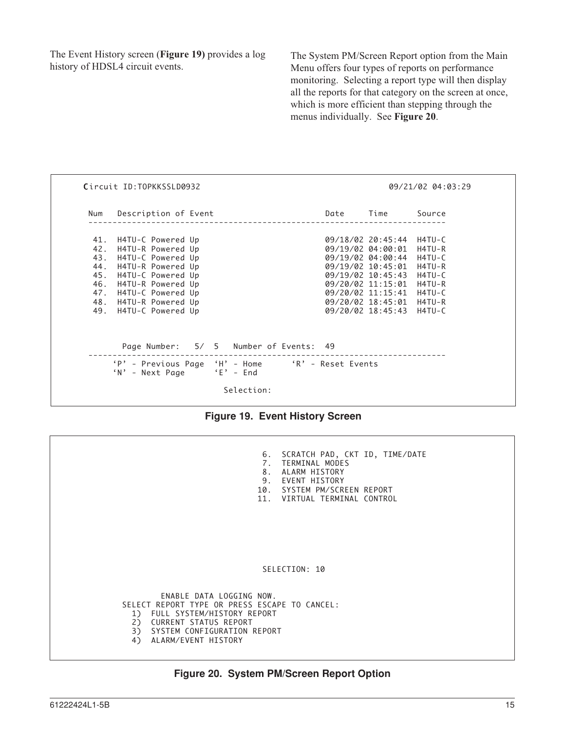The Event History screen (**Figure 19)** provides a log history of HDSL4 circuit events.

The System PM/Screen Report option from the Main Menu offers four types of reports on performance monitoring. Selecting a report type will then display all the reports for that category on the screen at once, which is more efficient than stepping through the menus individually. See **Figure 20**.

```
Circuit ID:TOPKKSSLD0932                                       09/21/02 04:03:29

 Num   Description of Event                       Date     Time      Source
 ---------------------------------------------------------------------------

  41.  H4TU-C Powered Up                          09/18/02 20:45:44  H4TU-C
  42.  H4TU-R Powered Up                          09/19/02 04:00:01  H4TU-R
  43.  H4TU-C Powered Up                          09/19/02 04:00:44  H4TU-C
  44.  H4TU-R Powered Up                          09/19/02 10:45:01  H4TU-R
  45.  H4TU-C Powered Up                          09/19/02 10:45:43  H4TU-C
  46.  H4TU-R Powered Up                          09/20/02 11:15:01  H4TU-R
  47.  H4TU-C Powered Up                          09/20/02 11:15:41  H4TU-C
  48.  H4TU-R Powered Up                          09/20/02 18:45:01  H4TU-R
  49.  H4TU-C Powered Up                          09/20/02 18:45:43  H4TU-C


       Page Number:   5/  5   Number of Events:  49
 ---------------------------------------------------------------------------
      'P' - Previous Page  'H' - Home      'R' - Reset Events
      'N' - Next Page      'E' - End

                             Selection:
```

**Figure 19. Event History Screen**

```
                                          6.  SCRATCH PAD, CKT ID, TIME/DATE
                                          7.  TERMINAL MODES
                                          8.  ALARM HISTORY
                                          9.  EVENT HISTORY
                                         10.  SYSTEM PM/SCREEN REPORT
                                         11.  VIRTUAL TERMINAL CONTROL






                                          SELECTION: 10


                ENABLE DATA LOGGING NOW.
          SELECT REPORT TYPE OR PRESS ESCAPE TO CANCEL:
            1)  FULL SYSTEM/HISTORY REPORT
            2)  CURRENT STATUS REPORT
            3)  SYSTEM CONFIGURATION REPORT
            4)  ALARM/EVENT HISTORY
```

**Figure 20. System PM/Screen Report Option**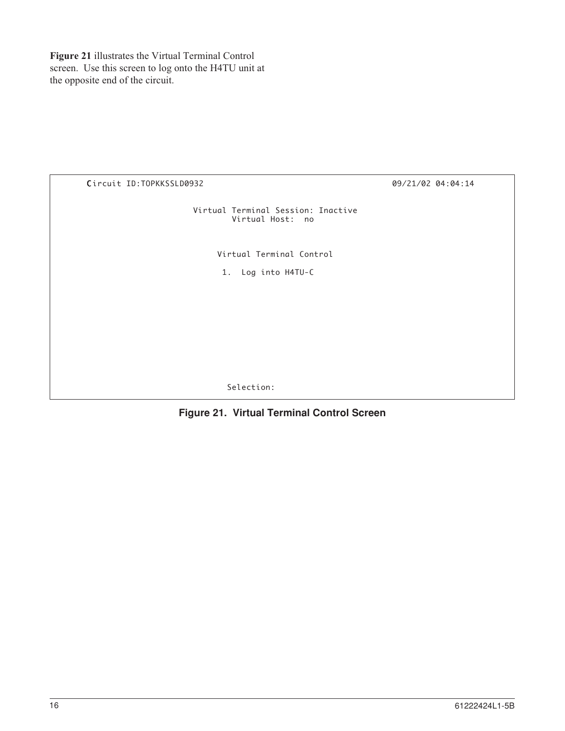**Figure 21** illustrates the Virtual Terminal Control screen. Use this screen to log onto the H4TU unit at the opposite end of the circuit.

```
Circuit ID:TOPKKSSLD0932                                  09/21/02 04:04:14

                    Virtual Terminal Session: Inactive
                            Virtual Host:  no


                         Virtual Terminal Control

                          1.  Log into H4TU-C










                            Selection:
```

**Figure 21. Virtual Terminal Control Screen**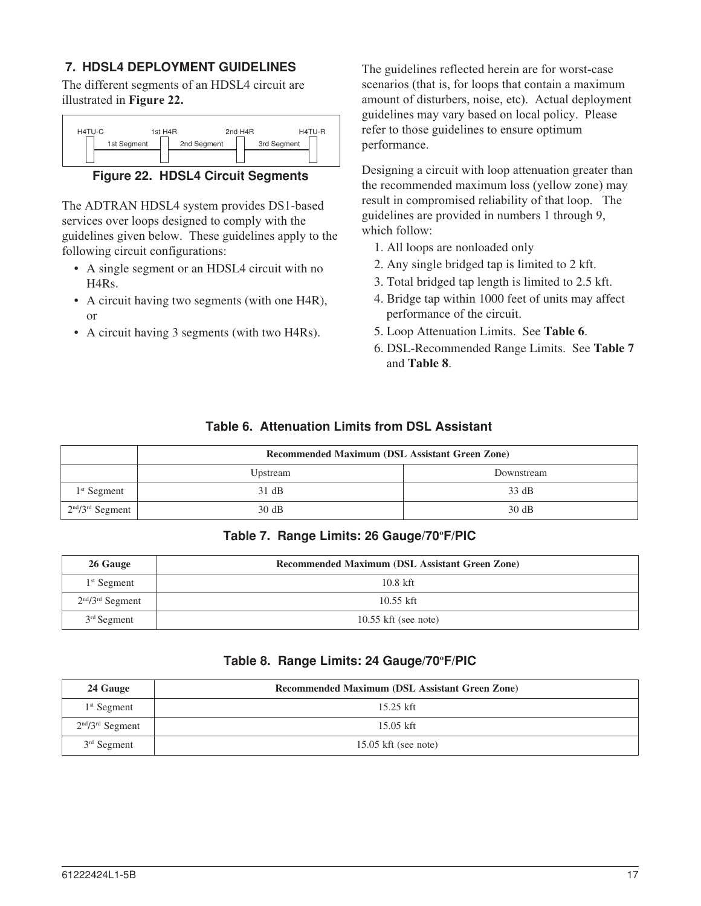## 7. HDSL4 DEPLOYMENT GUIDELINES

The different segments of an HDSL4 circuit are illustrated in **Figure 22.**

| H4TU-C | 1st H4R | 2nd H4R | H4TU-R |
|---|---|---|---|
| 1st Segment | 2nd Segment | 3rd Segment | |

**Figure 22. HDSL4 Circuit Segments**

The ADTRAN HDSL4 system provides DS1-based services over loops designed to comply with the guidelines given below. These guidelines apply to the following circuit configurations:

- A single segment or an HDSL4 circuit with no H4Rs.
- A circuit having two segments (with one H4R), or
- A circuit having 3 segments (with two H4Rs).

The guidelines reflected herein are for worst-case scenarios (that is, for loops that contain a maximum amount of disturbers, noise, etc). Actual deployment guidelines may vary based on local policy. Please refer to those guidelines to ensure optimum performance.

Designing a circuit with loop attenuation greater than the recommended maximum loss (yellow zone) may result in compromised reliability of that loop. The guidelines are provided in numbers 1 through 9, which follow:

1. All loops are nonloaded only
2. Any single bridged tap is limited to 2 kft.
3. Total bridged tap length is limited to 2.5 kft.
4. Bridge tap within 1000 feet of units may affect performance of the circuit.
5. Loop Attenuation Limits. See **Table 6**.
6. DSL-Recommended Range Limits. See **Table 7** and **Table 8**.

**Table 6. Attenuation Limits from DSL Assistant**

| | Recommended Maximum (DSL Assistant Green Zone) | |
|---|---|---|
| | Upstream | Downstream |
| 1st Segment | 31 dB | 33 dB |
| 2nd/3rd Segment | 30 dB | 30 dB |

**Table 7. Range Limits: 26 Gauge/70°F/PIC**

| 26 Gauge | Recommended Maximum (DSL Assistant Green Zone) |
|---|---|
| 1st Segment | 10.8 kft |
| 2nd/3rd Segment | 10.55 kft |
| 3rd Segment | 10.55 kft (see note) |

**Table 8. Range Limits: 24 Gauge/70°F/PIC**

| 24 Gauge | Recommended Maximum (DSL Assistant Green Zone) |
|---|---|
| 1st Segment | 15.25 kft |
| 2nd/3rd Segment | 15.05 kft |
| 3rd Segment | 15.05 kft (see note) |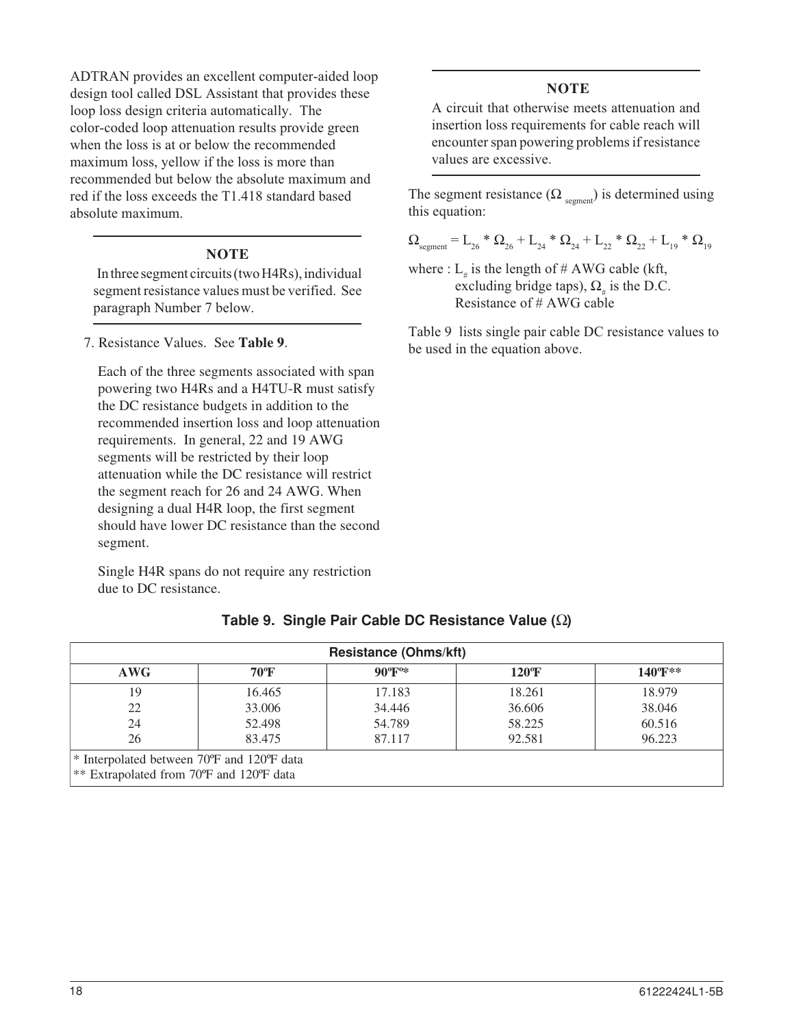ADTRAN provides an excellent computer-aided loop design tool called DSL Assistant that provides these loop loss design criteria automatically. The color-coded loop attenuation results provide green when the loss is at or below the recommended maximum loss, yellow if the loss is more than recommended but below the absolute maximum and red if the loss exceeds the T1.418 standard based absolute maximum.

---

**NOTE**

In three segment circuits (two H4Rs), individual segment resistance values must be verified. See paragraph Number 7 below.

---

7. Resistance Values. See **Table 9**.

   Each of the three segments associated with span powering two H4Rs and a H4TU-R must satisfy the DC resistance budgets in addition to the recommended insertion loss and loop attenuation requirements. In general, 22 and 19 AWG segments will be restricted by their loop attenuation while the DC resistance will restrict the segment reach for 26 and 24 AWG. When designing a dual H4R loop, the first segment should have lower DC resistance than the second segment.

   Single H4R spans do not require any restriction due to DC resistance.

---

**NOTE**

A circuit that otherwise meets attenuation and insertion loss requirements for cable reach will encounter span powering problems if resistance values are excessive.

---

The segment resistance ($\Omega_{segment}$) is determined using this equation:

$$\Omega_{segment} = L_{26} * \Omega_{26} + L_{24} * \Omega_{24} + L_{22} * \Omega_{22} + L_{19} * \Omega_{19}$$

where : $L_{\#}$ is the length of # AWG cable (kft, excluding bridge taps), $\Omega_{\#}$ is the D.C. Resistance of # AWG cable

Table 9 lists single pair cable DC resistance values to be used in the equation above.

**Table 9. Single Pair Cable DC Resistance Value (Ω)**

| Resistance (Ohms/kft) | | | | |
|---|---|---|---|---|
| **AWG** | **70ºF** | **90ºF*** | **120ºF** | **140ºF**** |
| 19 | 16.465 | 17.183 | 18.261 | 18.979 |
| 22 | 33.006 | 34.446 | 36.606 | 38.046 |
| 24 | 52.498 | 54.789 | 58.225 | 60.516 |
| 26 | 83.475 | 87.117 | 92.581 | 96.223 |

\* Interpolated between 70ºF and 120ºF data
** Extrapolated from 70ºF and 120ºF data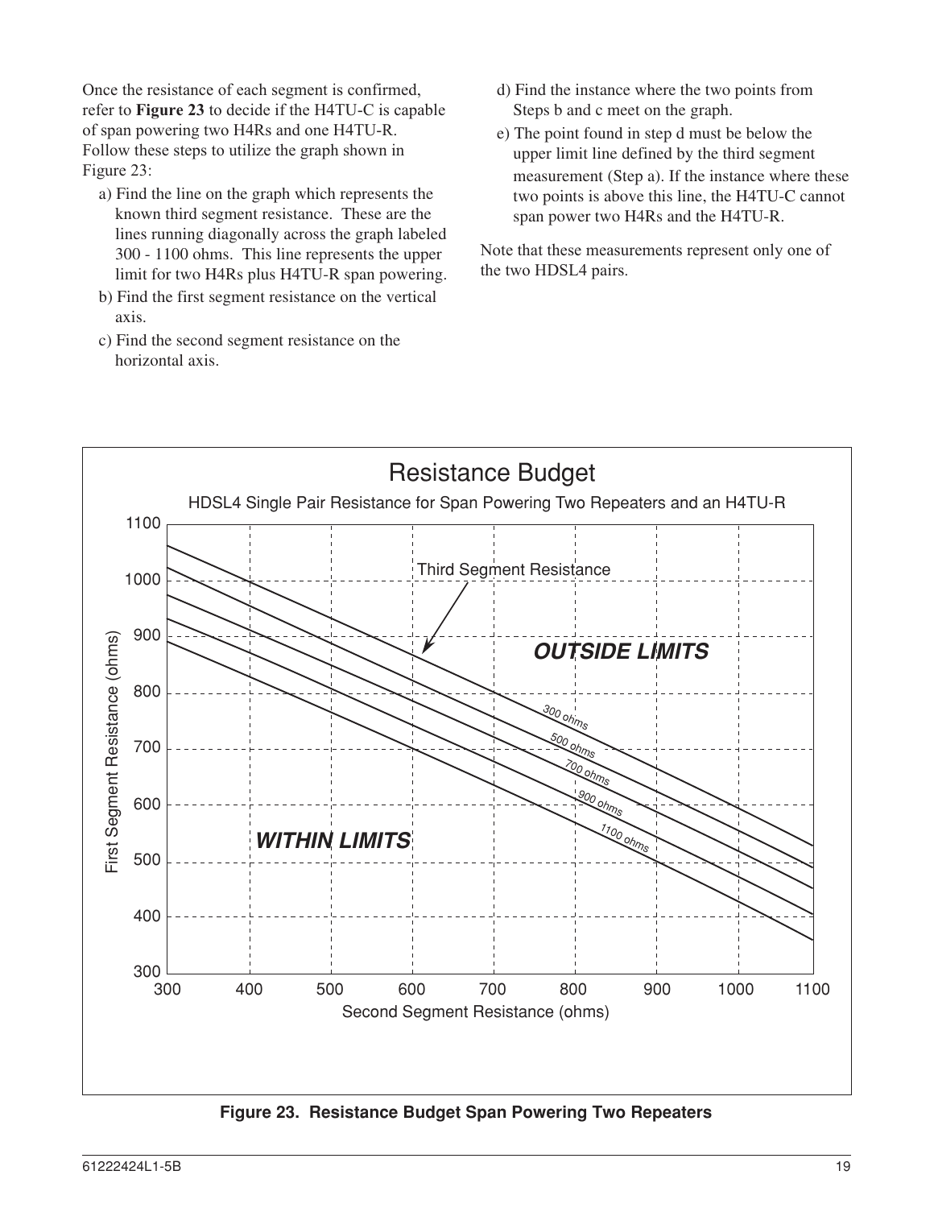Once the resistance of each segment is confirmed, refer to **Figure 23** to decide if the H4TU-C is capable of span powering two H4Rs and one H4TU-R. Follow these steps to utilize the graph shown in Figure 23:

a) Find the line on the graph which represents the known third segment resistance. These are the lines running diagonally across the graph labeled 300 - 1100 ohms. This line represents the upper limit for two H4Rs plus H4TU-R span powering.

b) Find the first segment resistance on the vertical axis.

c) Find the second segment resistance on the horizontal axis.

d) Find the instance where the two points from Steps b and c meet on the graph.

e) The point found in step d must be below the upper limit line defined by the third segment measurement (Step a). If the instance where these two points is above this line, the H4TU-C cannot span power two H4Rs and the H4TU-R.

Note that these measurements represent only one of the two HDSL4 pairs.

**Figure 23. Resistance Budget Span Powering Two Repeaters**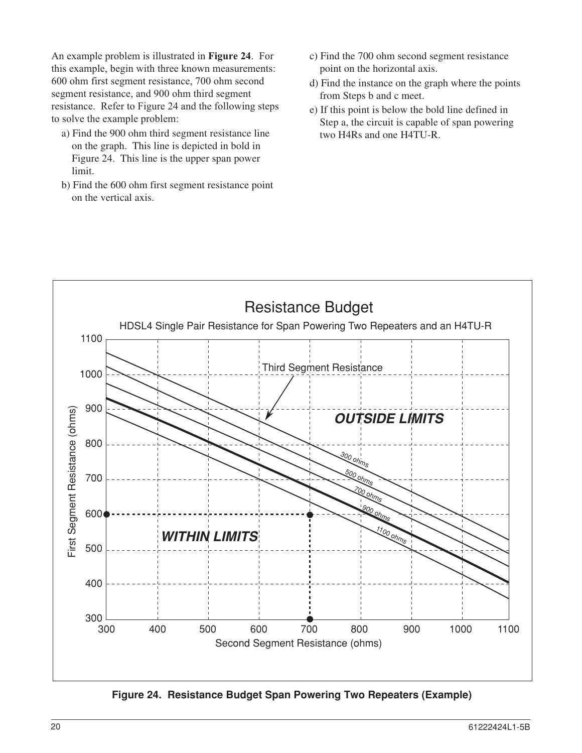An example problem is illustrated in **Figure 24**. For this example, begin with three known measurements: 600 ohm first segment resistance, 700 ohm second segment resistance, and 900 ohm third segment resistance. Refer to Figure 24 and the following steps to solve the example problem:

a) Find the 900 ohm third segment resistance line on the graph. This line is depicted in bold in Figure 24. This line is the upper span power limit.

b) Find the 600 ohm first segment resistance point on the vertical axis.

c) Find the 700 ohm second segment resistance point on the horizontal axis.

d) Find the instance on the graph where the points from Steps b and c meet.

e) If this point is below the bold line defined in Step a, the circuit is capable of span powering two H4Rs and one H4TU-R.

**Figure 24. Resistance Budget Span Powering Two Repeaters (Example)**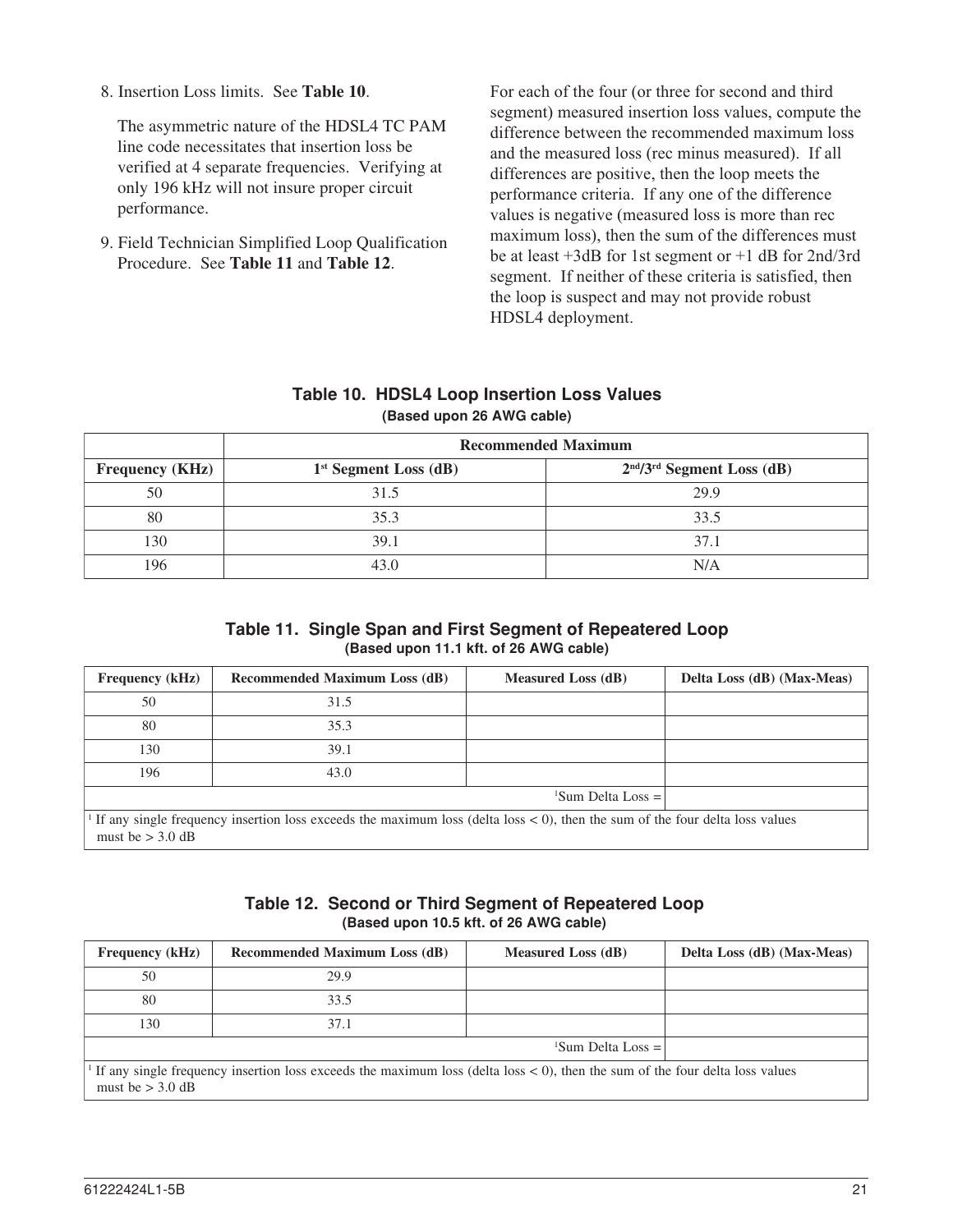8. Insertion Loss limits. See **Table 10**.

   The asymmetric nature of the HDSL4 TC PAM line code necessitates that insertion loss be verified at 4 separate frequencies. Verifying at only 196 kHz will not insure proper circuit performance.

9. Field Technician Simplified Loop Qualification Procedure. See **Table 11** and **Table 12**.

   For each of the four (or three for second and third segment) measured insertion loss values, compute the difference between the recommended maximum loss and the measured loss (rec minus measured). If all differences are positive, then the loop meets the performance criteria. If any one of the difference values is negative (measured loss is more than rec maximum loss), then the sum of the differences must be at least +3dB for 1st segment or +1 dB for 2nd/3rd segment. If neither of these criteria is satisfied, then the loop is suspect and may not provide robust HDSL4 deployment.

**Table 10. HDSL4 Loop Insertion Loss Values**
**(Based upon 26 AWG cable)**

| | Recommended Maximum | |
|---|---|---|
| **Frequency (KHz)** | **1st Segment Loss (dB)** | **2nd/3rd Segment Loss (dB)** |
| 50 | 31.5 | 29.9 |
| 80 | 35.3 | 33.5 |
| 130 | 39.1 | 37.1 |
| 196 | 43.0 | N/A |

**Table 11. Single Span and First Segment of Repeatered Loop**
**(Based upon 11.1 kft. of 26 AWG cable)**

| Frequency (kHz) | Recommended Maximum Loss (dB) | Measured Loss (dB) | Delta Loss (dB) (Max-Meas) |
|---|---|---|---|
| 50 | 31.5 | | |
| 80 | 35.3 | | |
| 130 | 39.1 | | |
| 196 | 43.0 | | |
| | | [1]Sum Delta Loss = | |

[1] If any single frequency insertion loss exceeds the maximum loss (delta loss < 0), then the sum of the four delta loss values must be > 3.0 dB

**Table 12. Second or Third Segment of Repeatered Loop**
**(Based upon 10.5 kft. of 26 AWG cable)**

| Frequency (kHz) | Recommended Maximum Loss (dB) | Measured Loss (dB) | Delta Loss (dB) (Max-Meas) |
|---|---|---|---|
| 50 | 29.9 | | |
| 80 | 33.5 | | |
| 130 | 37.1 | | |
| | | [1]Sum Delta Loss = | |

[1] If any single frequency insertion loss exceeds the maximum loss (delta loss < 0), then the sum of the four delta loss values must be > 3.0 dB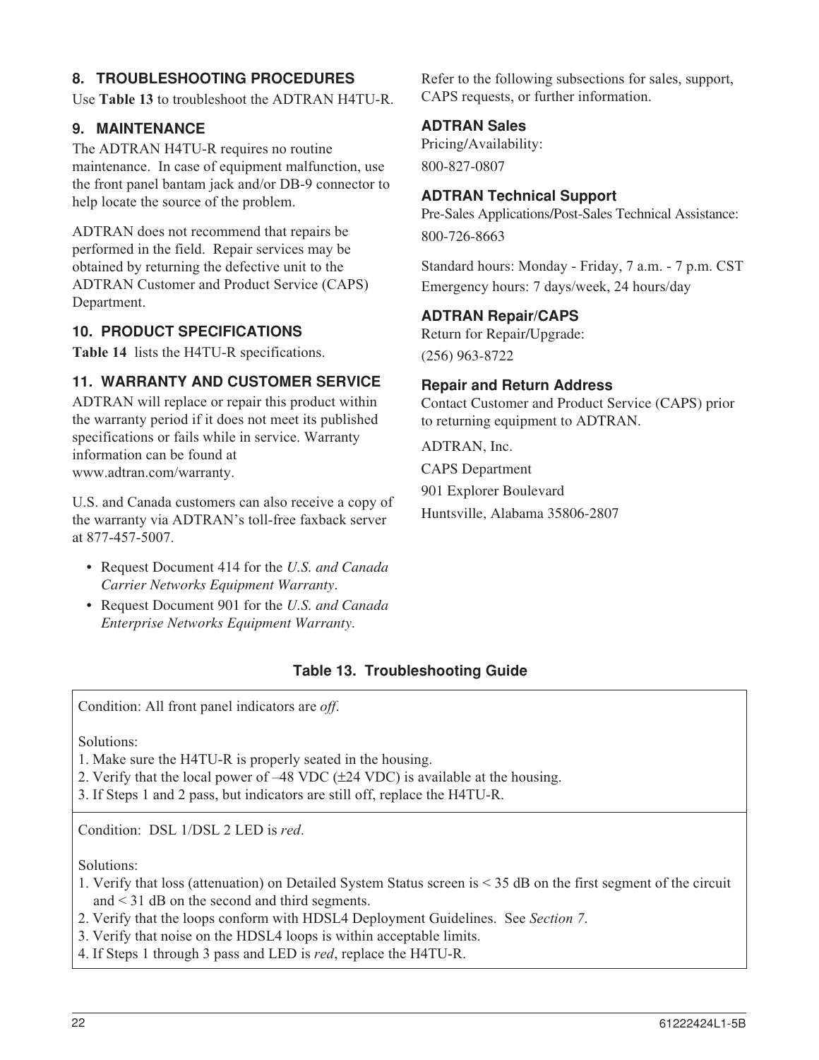## 8. TROUBLESHOOTING PROCEDURES

Use **Table 13** to troubleshoot the ADTRAN H4TU-R.

## 9. MAINTENANCE

The ADTRAN H4TU-R requires no routine maintenance. In case of equipment malfunction, use the front panel bantam jack and/or DB-9 connector to help locate the source of the problem.

ADTRAN does not recommend that repairs be performed in the field. Repair services may be obtained by returning the defective unit to the ADTRAN Customer and Product Service (CAPS) Department.

## 10. PRODUCT SPECIFICATIONS

**Table 14** lists the H4TU-R specifications.

## 11. WARRANTY AND CUSTOMER SERVICE

ADTRAN will replace or repair this product within the warranty period if it does not meet its published specifications or fails while in service. Warranty information can be found at www.adtran.com/warranty.

U.S. and Canada customers can also receive a copy of the warranty via ADTRAN's toll-free faxback server at 877-457-5007.

- Request Document 414 for the *U.S. and Canada Carrier Networks Equipment Warranty*.
- Request Document 901 for the *U.S. and Canada Enterprise Networks Equipment Warranty*.

Refer to the following subsections for sales, support, CAPS requests, or further information.

### ADTRAN Sales

Pricing/Availability:

800-827-0807

### ADTRAN Technical Support

Pre-Sales Applications/Post-Sales Technical Assistance:

800-726-8663

Standard hours: Monday - Friday, 7 a.m. - 7 p.m. CST
Emergency hours: 7 days/week, 24 hours/day

### ADTRAN Repair/CAPS

Return for Repair/Upgrade:

(256) 963-8722

### Repair and Return Address

Contact Customer and Product Service (CAPS) prior to returning equipment to ADTRAN.

ADTRAN, Inc.

CAPS Department

901 Explorer Boulevard

Huntsville, Alabama 35806-2807

**Table 13. Troubleshooting Guide**

| |
|---|
| Condition: All front panel indicators are *off*.<br><br>Solutions:<br>1. Make sure the H4TU-R is properly seated in the housing.<br>2. Verify that the local power of –48 VDC (±24 VDC) is available at the housing.<br>3. If Steps 1 and 2 pass, but indicators are still off, replace the H4TU-R. |
| Condition: DSL 1/DSL 2 LED is *red*.<br><br>Solutions:<br>1. Verify that loss (attenuation) on Detailed System Status screen is < 35 dB on the first segment of the circuit and < 31 dB on the second and third segments.<br>2. Verify that the loops conform with HDSL4 Deployment Guidelines. See *Section 7*.<br>3. Verify that noise on the HDSL4 loops is within acceptable limits.<br>4. If Steps 1 through 3 pass and LED is *red*, replace the H4TU-R. |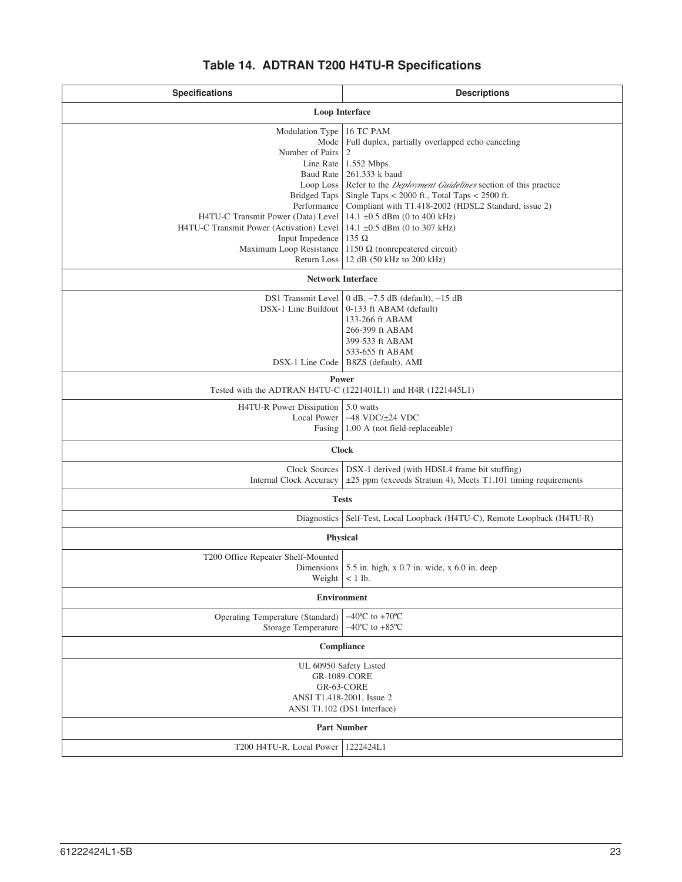# Table 14. ADTRAN T200 H4TU-R Specifications

| Specifications | Descriptions |
|---|---|
| **Loop Interface** | |
| Modulation Type | 16 TC PAM |
| Mode | Full duplex, partially overlapped echo canceling |
| Number of Pairs | 2 |
| Line Rate | 1.552 Mbps |
| Baud Rate | 261.333 k baud |
| Loop Loss | Refer to the *Deployment Guidelines* section of this practice |
| Bridged Taps | Single Taps < 2000 ft., Total Taps < 2500 ft. |
| Performance | Compliant with T1.418-2002 (HDSL2 Standard, issue 2) |
| H4TU-C Transmit Power (Data) Level | 14.1 ±0.5 dBm (0 to 400 kHz) |
| H4TU-C Transmit Power (Activation) Level | 14.1 ±0.5 dBm (0 to 307 kHz) |
| Input Impedence | 135 Ω |
| Maximum Loop Resistance | 1150 Ω (nonrepeatered circuit) |
| Return Loss | 12 dB (50 kHz to 200 kHz) |
| **Network Interface** | |
| DS1 Transmit Level | 0 dB, −7.5 dB (default), −15 dB |
| DSX-1 Line Buildout | 0-133 ft ABAM (default)<br>133-266 ft ABAM<br>266-399 ft ABAM<br>399-533 ft ABAM<br>533-655 ft ABAM |
| DSX-1 Line Code | B8ZS (default), AMI |
| **Power**<br>Tested with the ADTRAN H4TU-C (1221401L1) and H4R (1221445L1) | |
| H4TU-R Power Dissipation | 5.0 watts |
| Local Power | −48 VDC/±24 VDC |
| Fusing | 1.00 A (not field-replaceable) |
| **Clock** | |
| Clock Sources | DSX-1 derived (with HDSL4 frame bit stuffing) |
| Internal Clock Accuracy | ±25 ppm (exceeds Stratum 4), Meets T1.101 timing requirements |
| **Tests** | |
| Diagnostics | Self-Test, Local Loopback (H4TU-C), Remote Loopback (H4TU-R) |
| **Physical** | |
| T200 Office Repeater Shelf-Mounted | |
| Dimensions | 5.5 in. high, x 0.7 in. wide, x 6.0 in. deep |
| Weight | < 1 lb. |
| **Environment** | |
| Operating Temperature (Standard) | −40ºC to +70ºC |
| Storage Temperature | −40ºC to +85ºC |
| **Compliance** | |
| UL 60950 Safety Listed<br>GR-1089-CORE<br>GR-63-CORE<br>ANSI T1.418-2001, Issue 2<br>ANSI T1.102 (DS1 Interface) | |
| **Part Number** | |
| T200 H4TU-R, Local Power | 1222424L1 |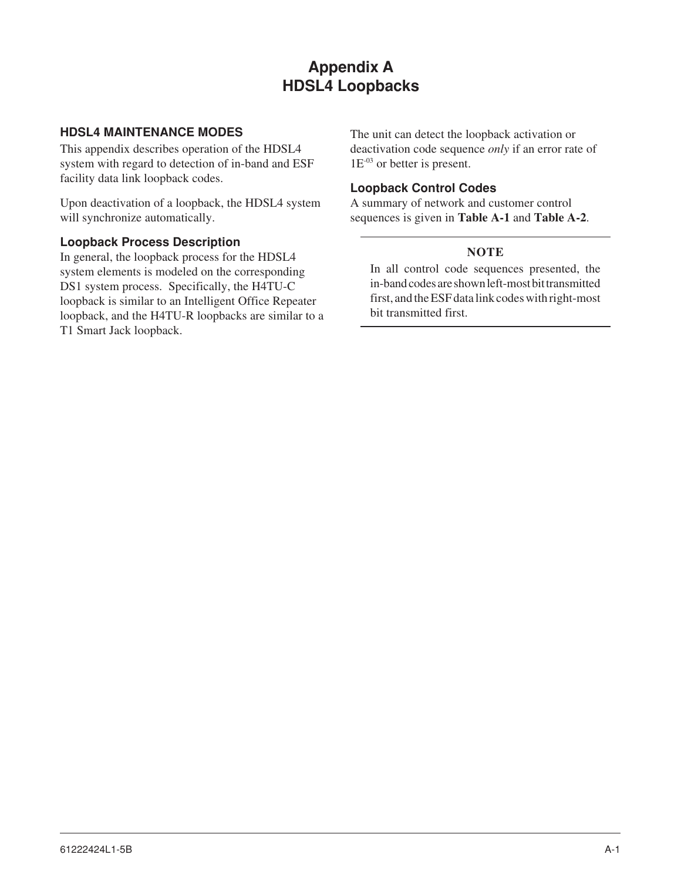# Appendix A
# HDSL4 Loopbacks

## HDSL4 MAINTENANCE MODES

This appendix describes operation of the HDSL4 system with regard to detection of in-band and ESF facility data link loopback codes.

Upon deactivation of a loopback, the HDSL4 system will synchronize automatically.

### Loopback Process Description

In general, the loopback process for the HDSL4 system elements is modeled on the corresponding DS1 system process. Specifically, the H4TU-C loopback is similar to an Intelligent Office Repeater loopback, and the H4TU-R loopbacks are similar to a T1 Smart Jack loopback.

The unit can detect the loopback activation or deactivation code sequence *only* if an error rate of $1E^{-03}$ or better is present.

### Loopback Control Codes

A summary of network and customer control sequences is given in **Table A-1** and **Table A-2**.

---

**NOTE**

In all control code sequences presented, the in-band codes are shown left-most bit transmitted first, and the ESF data link codes with right-most bit transmitted first.

---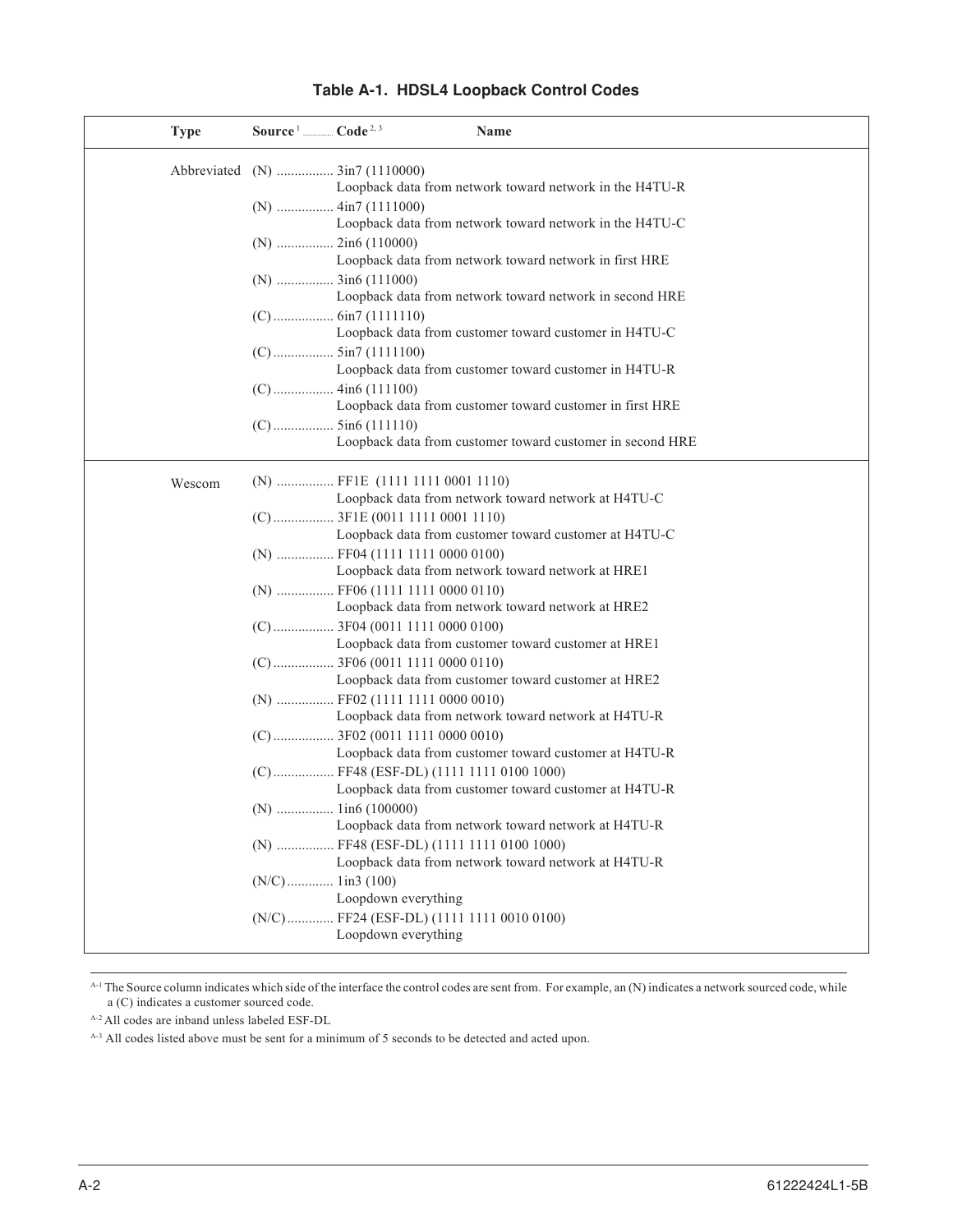**Table A-1. HDSL4 Loopback Control Codes**

| Type | Source[1] | Code[2, 3] | Name |
|---|---|---|---|
| Abbreviated | (N) | 3in7 (1110000) | Loopback data from network toward network in the H4TU-R |
| | (N) | 4in7 (1111000) | Loopback data from network toward network in the H4TU-C |
| | (N) | 2in6 (110000) | Loopback data from network toward network in first HRE |
| | (N) | 3in6 (111000) | Loopback data from network toward network in second HRE |
| | (C) | 6in7 (1111110) | Loopback data from customer toward customer in H4TU-C |
| | (C) | 5in7 (1111100) | Loopback data from customer toward customer in H4TU-R |
| | (C) | 4in6 (111100) | Loopback data from customer toward customer in first HRE |
| | (C) | 5in6 (111110) | Loopback data from customer toward customer in second HRE |
| Wescom | (N) | FF1E (1111 1111 0001 1110) | Loopback data from network toward network at H4TU-C |
| | (C) | 3F1E (0011 1111 0001 1110) | Loopback data from customer toward customer at H4TU-C |
| | (N) | FF04 (1111 1111 0000 0100) | Loopback data from network toward network at HRE1 |
| | (N) | FF06 (1111 1111 0000 0110) | Loopback data from network toward network at HRE2 |
| | (C) | 3F04 (0011 1111 0000 0100) | Loopback data from customer toward customer at HRE1 |
| | (C) | 3F06 (0011 1111 0000 0110) | Loopback data from customer toward customer at HRE2 |
| | (N) | FF02 (1111 1111 0000 0010) | Loopback data from network toward network at H4TU-R |
| | (C) | 3F02 (0011 1111 0000 0010) | Loopback data from customer toward customer at H4TU-R |
| | (C) | FF48 (ESF-DL) (1111 1111 0100 1000) | Loopback data from customer toward customer at H4TU-R |
| | (N) | 1in6 (100000) | Loopback data from network toward network at H4TU-R |
| | (N) | FF48 (ESF-DL) (1111 1111 0100 1000) | Loopback data from network toward network at H4TU-R |
| | (N/C) | 1in3 (100) | Loopdown everything |
| | (N/C) | FF24 (ESF-DL) (1111 1111 0010 0100) | Loopdown everything |

[A-1] The Source column indicates which side of the interface the control codes are sent from. For example, an (N) indicates a network sourced code, while a (C) indicates a customer sourced code.

[A-2] All codes are inband unless labeled ESF-DL

[A-3] All codes listed above must be sent for a minimum of 5 seconds to be detected and acted upon.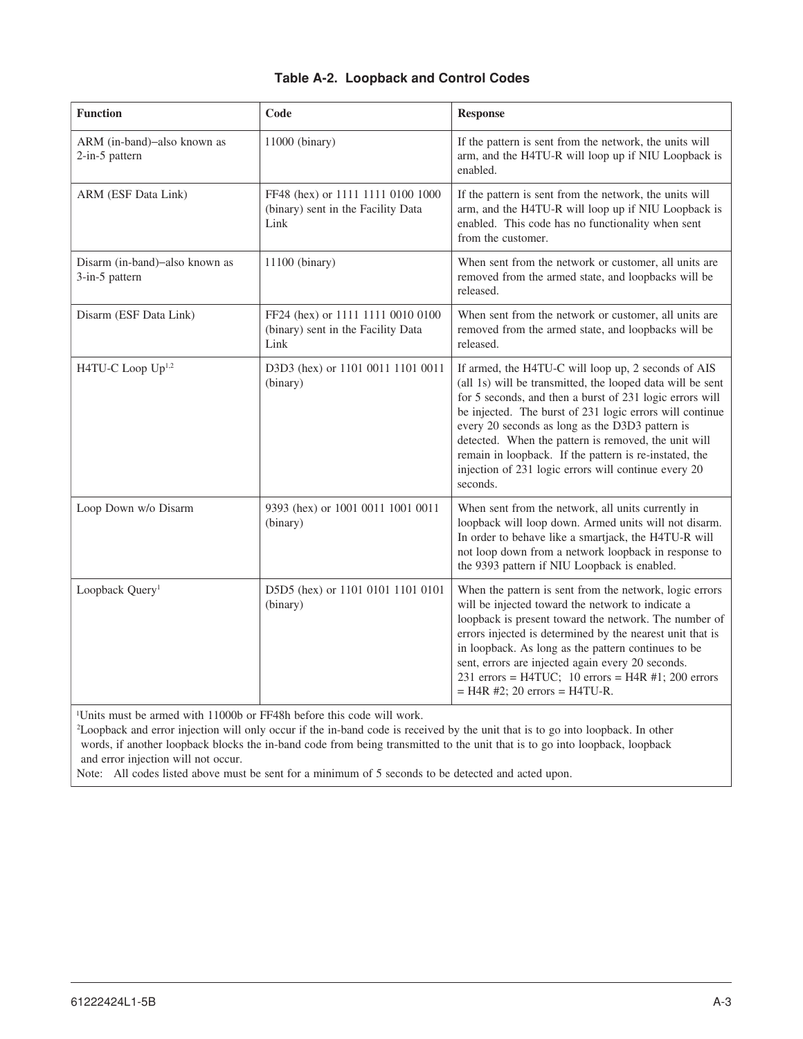**Table A-2. Loopback and Control Codes**

| Function | Code | Response |
|---|---|---|
| ARM (in-band)–also known as 2-in-5 pattern | 11000 (binary) | If the pattern is sent from the network, the units will arm, and the H4TU-R will loop up if NIU Loopback is enabled. |
| ARM (ESF Data Link) | FF48 (hex) or 1111 1111 0100 1000 (binary) sent in the Facility Data Link | If the pattern is sent from the network, the units will arm, and the H4TU-R will loop up if NIU Loopback is enabled. This code has no functionality when sent from the customer. |
| Disarm (in-band)–also known as 3-in-5 pattern | 11100 (binary) | When sent from the network or customer, all units are removed from the armed state, and loopbacks will be released. |
| Disarm (ESF Data Link) | FF24 (hex) or 1111 1111 0010 0100 (binary) sent in the Facility Data Link | When sent from the network or customer, all units are removed from the armed state, and loopbacks will be released. |
| H4TU-C Loop Up[1,2] | D3D3 (hex) or 1101 0011 1101 0011 (binary) | If armed, the H4TU-C will loop up, 2 seconds of AIS (all 1s) will be transmitted, the looped data will be sent for 5 seconds, and then a burst of 231 logic errors will be injected. The burst of 231 logic errors will continue every 20 seconds as long as the D3D3 pattern is detected. When the pattern is removed, the unit will remain in loopback. If the pattern is re-instated, the injection of 231 logic errors will continue every 20 seconds. |
| Loop Down w/o Disarm | 9393 (hex) or 1001 0011 1001 0011 (binary) | When sent from the network, all units currently in loopback will loop down. Armed units will not disarm. In order to behave like a smartjack, the H4TU-R will not loop down from a network loopback in response to the 9393 pattern if NIU Loopback is enabled. |
| Loopback Query[1] | D5D5 (hex) or 1101 0101 1101 0101 (binary) | When the pattern is sent from the network, logic errors will be injected toward the network to indicate a loopback is present toward the network. The number of errors injected is determined by the nearest unit that is in loopback. As long as the pattern continues to be sent, errors are injected again every 20 seconds. 231 errors = H4TUC; 10 errors = H4R #1; 200 errors = H4R #2; 20 errors = H4TU-R. |

[1]Units must be armed with 11000b or FF48h before this code will work.

[2]Loopback and error injection will only occur if the in-band code is received by the unit that is to go into loopback. In other words, if another loopback blocks the in-band code from being transmitted to the unit that is to go into loopback, loopback and error injection will not occur.

Note: All codes listed above must be sent for a minimum of 5 seconds to be detected and acted upon.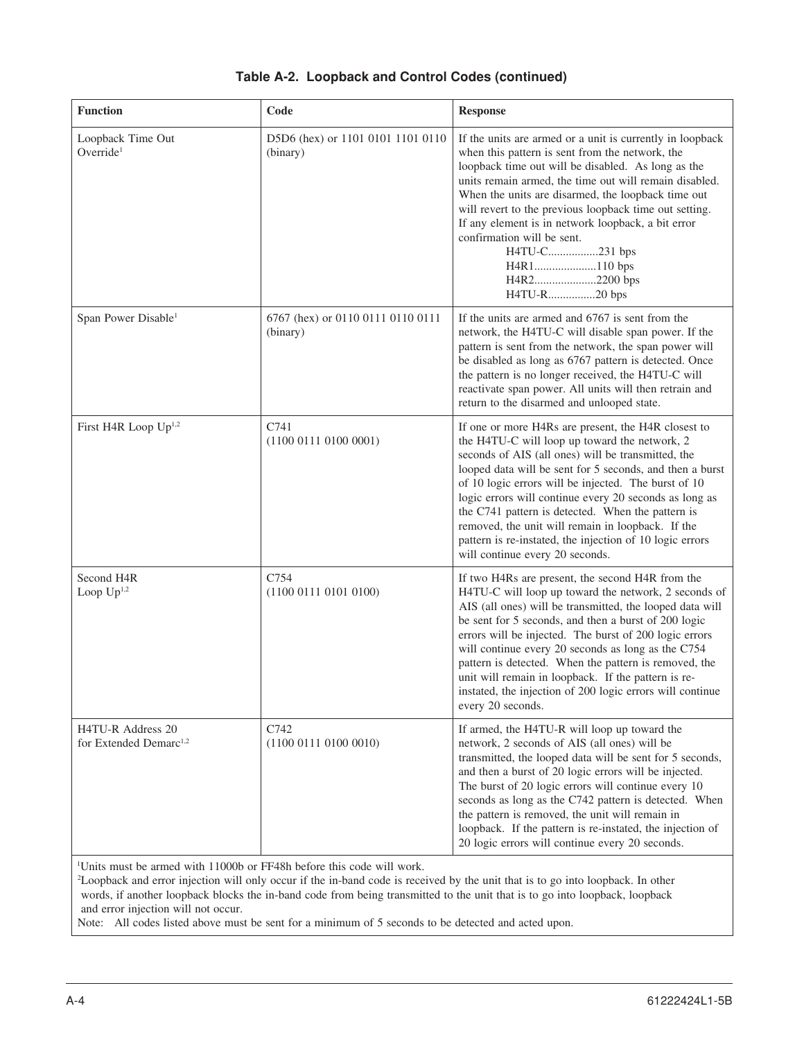**Table A-2. Loopback and Control Codes (continued)**

| Function | Code | Response |
|---|---|---|
| Loopback Time Out Override[1] | D5D6 (hex) or 1101 0101 1101 0110 (binary) | If the units are armed or a unit is currently in loopback when this pattern is sent from the network, the loopback time out will be disabled. As long as the units remain armed, the time out will remain disabled. When the units are disarmed, the loopback time out will revert to the previous loopback time out setting. If any element is in network loopback, a bit error confirmation will be sent.<br>H4TU-C................231 bps<br>H4R1....................110 bps<br>H4R2....................2200 bps<br>H4TU-R................20 bps |
| Span Power Disable[1] | 6767 (hex) or 0110 0111 0110 0111 (binary) | If the units are armed and 6767 is sent from the network, the H4TU-C will disable span power. If the pattern is sent from the network, the span power will be disabled as long as 6767 pattern is detected. Once the pattern is no longer received, the H4TU-C will reactivate span power. All units will then retrain and return to the disarmed and unlooped state. |
| First H4R Loop Up[1,2] | C741 (1100 0111 0100 0001) | If one or more H4Rs are present, the H4R closest to the H4TU-C will loop up toward the network, 2 seconds of AIS (all ones) will be transmitted, the looped data will be sent for 5 seconds, and then a burst of 10 logic errors will be injected. The burst of 10 logic errors will continue every 20 seconds as long as the C741 pattern is detected. When the pattern is removed, the unit will remain in loopback. If the pattern is re-instated, the injection of 10 logic errors will continue every 20 seconds. |
| Second H4R Loop Up[1,2] | C754 (1100 0111 0101 0100) | If two H4Rs are present, the second H4R from the H4TU-C will loop up toward the network, 2 seconds of AIS (all ones) will be transmitted, the looped data will be sent for 5 seconds, and then a burst of 200 logic errors will be injected. The burst of 200 logic errors will continue every 20 seconds as long as the C754 pattern is detected. When the pattern is removed, the unit will remain in loopback. If the pattern is re-instated, the injection of 200 logic errors will continue every 20 seconds. |
| H4TU-R Address 20 for Extended Demarc[1,2] | C742 (1100 0111 0100 0010) | If armed, the H4TU-R will loop up toward the network, 2 seconds of AIS (all ones) will be transmitted, the looped data will be sent for 5 seconds, and then a burst of 20 logic errors will be injected. The burst of 20 logic errors will continue every 10 seconds as long as the C742 pattern is detected. When the pattern is removed, the unit will remain in loopback. If the pattern is re-instated, the injection of 20 logic errors will continue every 20 seconds. |

[1]Units must be armed with 11000b or FF48h before this code will work.
[2]Loopback and error injection will only occur if the in-band code is received by the unit that is to go into loopback. In other words, if another loopback blocks the in-band code from being transmitted to the unit that is to go into loopback, loopback and error injection will not occur.
Note: All codes listed above must be sent for a minimum of 5 seconds to be detected and acted upon.